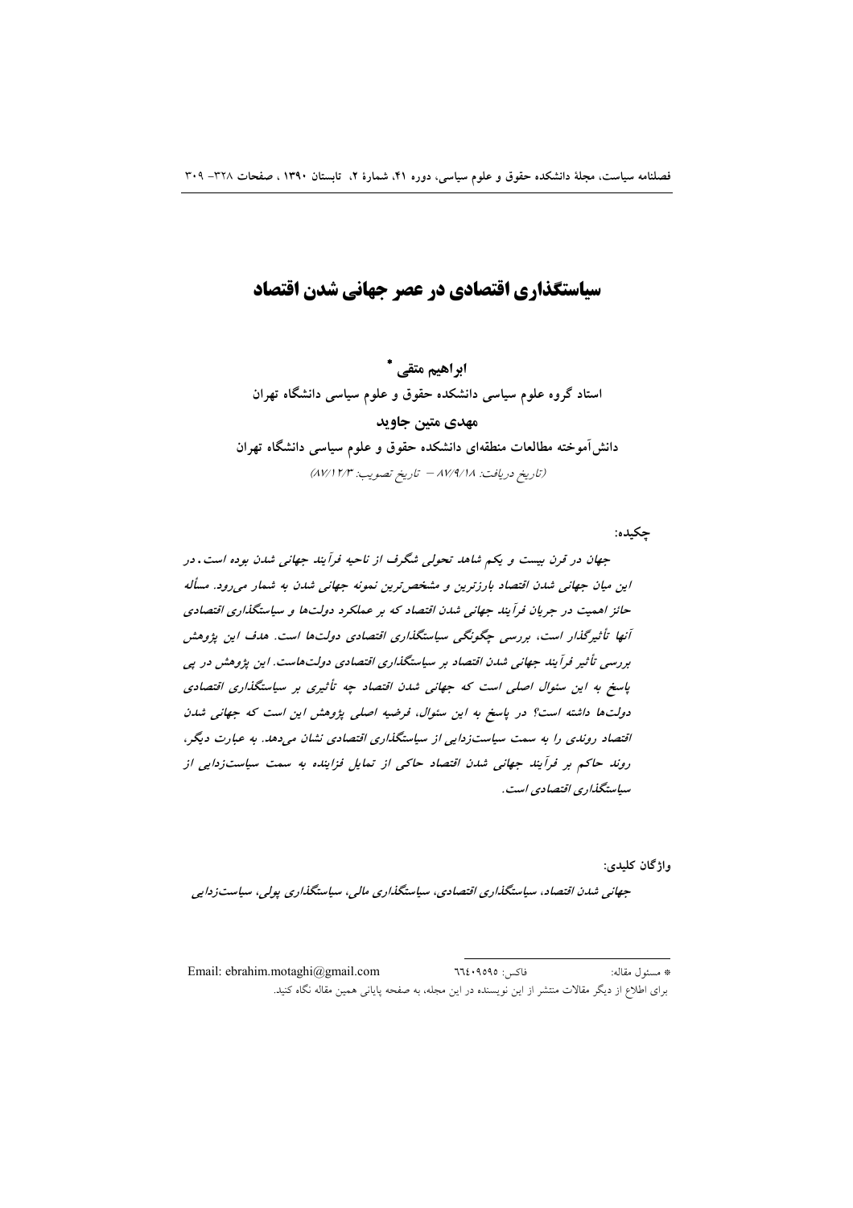# سیاستگذاری اقتصادی در عصر جهانی شدن اقتصاد

**ابراهیم متقی \***

**استاد گروه علوم سیاسی دانشکده حقوق و علوم سیاسی دانشگاه تهران**

**مهدی متین جاوید**

**دانش‌آموخته مطالعات منطقه‌ای دانشکده حقوق و علوم سیاسی دانشگاه تهران**

*(تاریخ دریافت: ۸۷/۹/۱۸ – تاریخ تصویب: ۸۷/۱۲/۳)*

**چکیده:**

*جهان در قرن بیست و یکم شاهد تحولی شگرف از ناحیه فرآیند جهانی شدن بوده است. در این میان جهانی شدن اقتصاد بارزترین و مشخص‌ترین نمونه جهانی شدن به شمار می‌رود. مسأله حائز اهمیت در جریان فرآیند جهانی شدن اقتصاد که بر عملکرد دولت‌ها و سیاستگذاری اقتصادی آنها تأثیرگذار است، بررسی چگونگی سیاستگذاری اقتصادی دولت‌ها است. هدف این پژوهش بررسی تأثیر فرآیند جهانی شدن اقتصاد بر سیاستگذاری اقتصادی دولت‌هاست. این پژوهش در پی پاسخ به این سئوال اصلی است که جهانی شدن اقتصاد چه تأثیری بر سیاستگذاری اقتصادی دولت‌ها داشته است؟ در پاسخ به این سئوال، فرضیه اصلی پژوهش این است که جهانی شدن اقتصاد روندی را به سمت سیاست‌زدایی از سیاستگذاری اقتصادی نشان می‌دهد. به عبارت دیگر، روند حاکم بر فرآیند جهانی شدن اقتصاد حاکی از تمایل فزاینده به سمت سیاست‌زدایی از سیاستگذاری اقتصادی است.*

**واژگان کلیدی:**

*جهانی شدن اقتصاد، سیاستگذاری اقتصادی، سیاستگذاری مالی، سیاستگذاری پولی، سیاست‌زدایی*

---

\* مسئول مقاله: فاکس: ۶۶۴۰۹۵۹۵ Email: ebrahim.motaghi@gmail.com

برای اطلاع از دیگر مقالات منتشر از این نویسنده در این مجله، به صفحه پایانی همین مقاله نگاه کنید.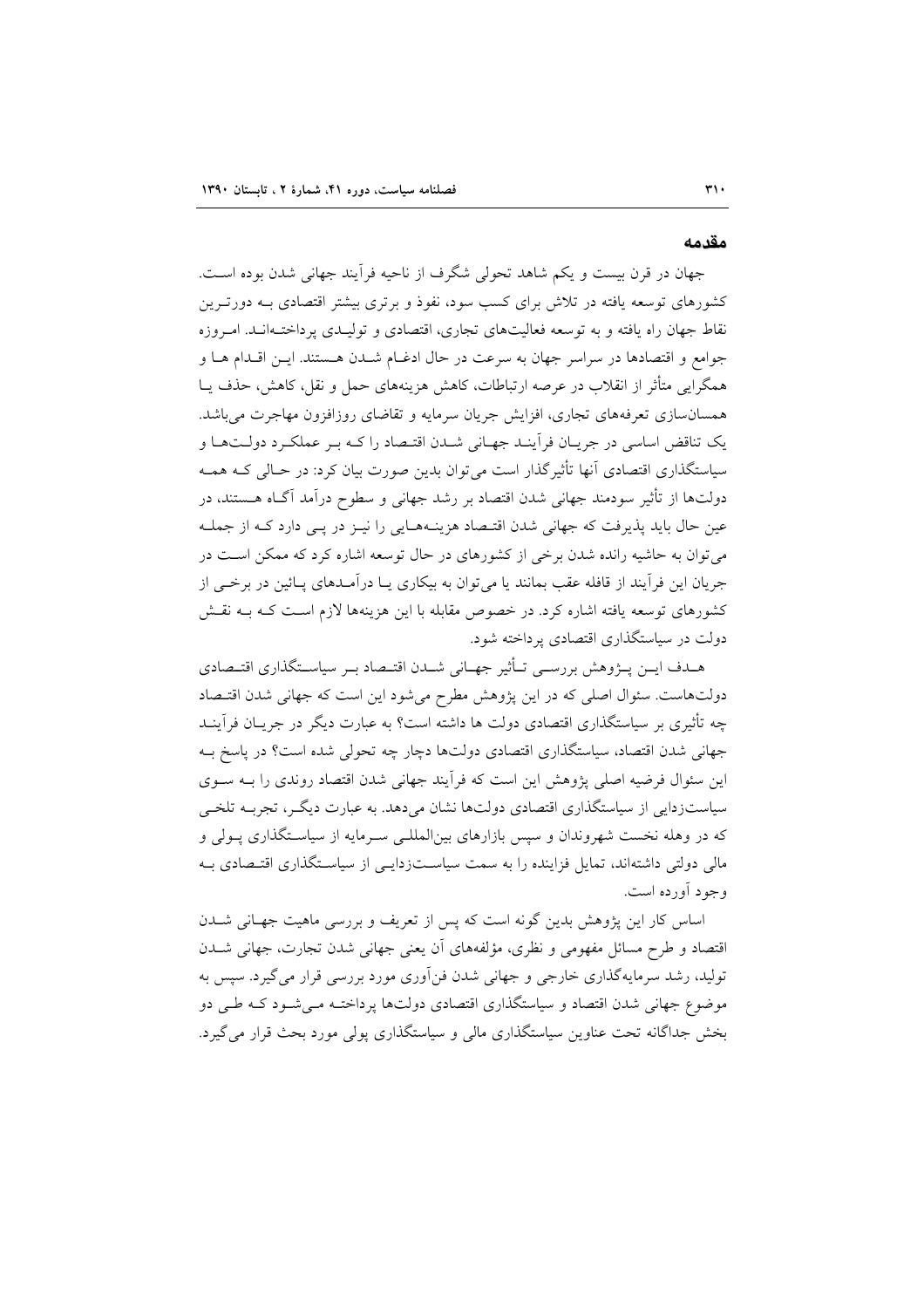## مقدمه

جهان در قرن بیست و یکم شاهد تحولی شگرف از ناحیه فرآیند جهانی شدن بوده است. کشورهای توسعه یافته در تلاش برای کسب سود، نفوذ و برتری بیشتر اقتصادی بـه دورتـرین نقاط جهان راه یافته و به توسعه فعالیت‌های تجاری، اقتصادی و تولیدی پرداخته‌انـد. امـروزه جوامع و اقتصادها در سراسر جهان به سرعت در حال ادغـام شـدن هـستند. ایـن اقـدام هـا و همگرایی متأثر از انقلاب در عرصه ارتباطات، کاهش هزینه‌های حمل و نقل، کاهش، حذف یـا همسان‌سازی تعرفه‌های تجاری، افزایش جریان سرمایه و تقاضای روزافزون مهاجرت می‌باشد. یک تناقض اساسی در جریـان فرآینـد جهـانی شـدن اقتـصاد را کـه بـر عملکـرد دولـت‌هـا و سیاستگذاری اقتصادی آنها تأثیرگذار است می‌توان بدین صورت بیان کرد: در حـالی کـه همـه دولت‌ها از تأثیر سودمند جهانی شدن اقتصاد بر رشد جهانی و سطوح درآمد آگـاه هـستند، در عین حال باید پذیرفت که جهانی شدن اقتـصاد هزینـه‌هـایی را نیـز در پـی دارد کـه از جملـه می‌توان به حاشیه رانده شدن برخی از کشورهای در حال توسعه اشاره کرد که ممکن اسـت در جریان این فرآیند از قافله عقب بمانند یا می‌توان به بیکاری یـا درآمـدهای پـائین در برخـی از کشورهای توسعه یافته اشاره کرد. در خصوص مقابله با این هزینه‌ها لازم اسـت کـه بـه نقـش دولت در سیاستگذاری اقتصادی پرداخته شود.

هـدف ایـن پـژوهش بررسـی تـأثیر جهـانی شـدن اقتـصاد بـر سیاسـتگذاری اقتـصادی دولت‌هاست. سئوال اصلی که در این پژوهش مطرح می‌شود این است که جهانی شدن اقتـصاد چه تأثیری بر سیاستگذاری اقتصادی دولت ها داشته است؟ به عبارت دیگر در جریـان فرآینـد جهانی شدن اقتصاد، سیاستگذاری اقتصادی دولت‌ها دچار چه تحولی شده است؟ در پاسخ بـه این سئوال فرضیه اصلی پژوهش این است که فرآیند جهانی شدن اقتصاد روندی را بـه سـوی سیاست‌زدایی از سیاستگذاری اقتصادی دولت‌ها نشان می‌دهد. به عبارت دیگـر، تجربـه تلخـی که در وهله نخست شهروندان و سپس بازارهای بین‌المللـی سـرمایه از سیاسـتگذاری پـولی و مالی دولتی داشته‌اند، تمایل فزاینده را به سمت سیاسـت‌زدایـی از سیاسـتگذاری اقتـصادی بـه وجود آورده است.

اساس کار این پژوهش بدین گونه است که پس از تعریف و بررسی ماهیت جهـانی شـدن اقتصاد و طرح مسائل مفهومی و نظری، مؤلفه‌های آن یعنی جهانی شدن تجارت، جهانی شـدن تولید، رشد سرمایه‌گذاری خارجی و جهانی شدن فن‌آوری مورد بررسی قرار می‌گیرد. سپس به موضوع جهانی شدن اقتصاد و سیاستگذاری اقتصادی دولت‌ها پرداختـه مـی‌شـود کـه طـی دو بخش جداگانه تحت عناوین سیاستگذاری مالی و سیاستگذاری پولی مورد بحث قرار می‌گیرد.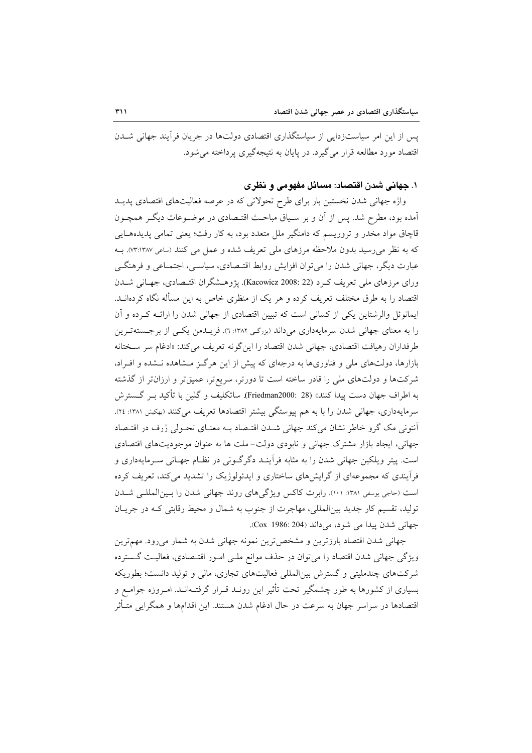پس از این امر سیاستزدایی از سیاستگذاری اقتصادی دولت‌ها در جریان فرآیند جهانی شدن اقتصاد مورد مطالعه قرار می‌گیرد. در پایان به نتیجه‌گیری پرداخته می‌شود.

## ۱. جهانی شدن اقتصاد: مسائل مفهومی و نظری

واژه جهانی شدن نخستین بار برای طرح تحولاتی که در عرصه فعالیت‌های اقتصادی پدید آمده بود، مطرح شد. پس از آن و بر سیاق مباحث اقتصادی در موضوعات دیگر همچون قاچاق مواد مخدر و تروریسم که دامنگیر ملل متعدد بود، به کار رفت؛ یعنی تمامی پدیده‌هایی که به نظر می‌رسید بدون ملاحظه مرزهای ملی تعریف شده و عمل می کنند (ساعی ۱۳۸۷:۷۳). به عبارت دیگر، جهانی شدن را می‌توان افزایش روابط اقتصادی، سیاسی، اجتماعی و فرهنگی ورای مرزهای ملی تعریف کرد (Kacowicz 2008: 22). پژوهشگران اقتصادی، جهانی شدن اقتصاد را به طرق مختلف تعریف کرده و هر یک از منظری خاص به این مسأله نگاه کرده‌اند. ایمانوئل والرشتاین یکی از کسانی است که تبیین اقتصادی از جهانی شدن را ارائه کرده و آن را به معنای جهانی شدن سرمایه‌داری می‌داند (بزرگی ۱۳۸۲: ۶). فریدمن یکی از برجسته‌ترین طرفداران رهیافت اقتصادی، جهانی شدن اقتصاد را این‌گونه تعریف می‌کند: «ادغام سر سختانه بازارها، دولت‌های ملی و فناوری‌ها به درجه‌ای که پیش از این هرگز مشاهده نشده و افراد، شرکت‌ها و دولت‌های ملی را قادر ساخته است تا دورتر، سریع‌تر، عمیق‌تر و ارزان‌تر از گذشته به اطراف جهان دست پیدا کنند» (Friedman2000: 28). ساتکلیف و گلین با تأکید بر گسترش سرمایه‌داری، جهانی شدن را با به هم پیوستگی بیشتر اقتصادها تعریف می‌کنند (بهکیش ۱۳۸۱: ۲۴). آنتونی مک گرو خاطر نشان می‌کند جهانی شدن اقتصاد به معنای تحولی ژرف در اقتصاد جهانی، ایجاد بازار مشترک جهانی و نابودی دولت– ملت ها به عنوان موجودیت‌های اقتصادی است. پیتر ویلکین جهانی شدن را به مثابه فرآیند دگرگونی در نظام جهانی سرمایه‌داری و فرآیندی که مجموعه‌ای از گرایش‌های ساختاری و ایدئولوژیک را تشدید می‌کند، تعریف کرده است (حاجی یوسفی ۱۳۸۱: ۱۰۱). رابرت کاکس ویژگی‌های روند جهانی شدن را بین‌المللی شدن تولید، تقسیم کار جدید بین‌المللی، مهاجرت از جنوب به شمال و محیط رقابتی که در جریان جهانی شدن پیدا می شود، می‌داند (Cox 1986: 204).

جهانی شدن اقتصاد بارزترین و مشخص‌ترین نمونه جهانی شدن به شمار می‌رود. مهم‌ترین ویژگی جهانی شدن اقتصاد را می‌توان در حذف موانع ملی امور اقتصادی، فعالیت گسترده شرکت‌های چندملیتی و گسترش بین‌المللی فعالیت‌های تجاری، مالی و تولید دانست؛ بطوریکه بسیاری از کشورها به طور چشمگیر تحت تأثیر این روند قرار گرفته‌اند. امروزه جوامع و اقتصادها در سراسر جهان به سرعت در حال ادغام شدن هستند. این اقدام‌ها و همگرایی متأثر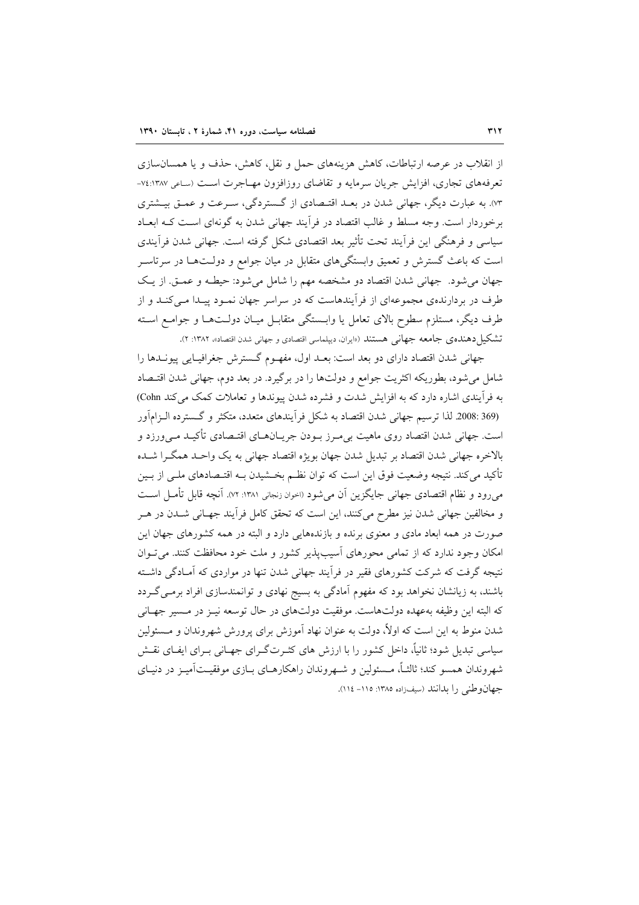از انقلاب در عرصه ارتباطات، کاهش هزینه‌های حمل و نقل، کاهش، حذف و یا همسان‌سازی تعرفه‌های تجاری، افزایش جریان سرمایه و تقاضای روزافزون مهاجرت است (ساعی ۱۳۸۷:۷۴-۷۳). به عبارت دیگر، جهانی شدن در بعد اقتصادی از گستردگی، سرعت و عمق بیشتری برخوردار است. وجه مسلط و غالب اقتصاد در فرآیند جهانی شدن به گونه‌ای است که ابعاد سیاسی و فرهنگی این فرآیند تحت تأثیر بعد اقتصادی شکل گرفته است. جهانی شدن فرآیندی است که باعث گسترش و تعمیق وابستگی‌های متقابل در میان جوامع و دولت‌ها در سرتاسر جهان می‌شود. جهانی شدن اقتصاد دو مشخصه مهم را شامل می‌شود: حیطه و عمق. از یک طرف در بردارنده‌ی مجموعه‌ای از فرآیندهاست که در سراسر جهان نمود پیدا می‌کند و از طرف دیگر، مستلزم سطوح بالای تعامل یا وابستگی متقابل میان دولت‌ها و جوامع استه تشکیل‌دهنده‌ی جامعه جهانی هستند («ایران، دیپلماسی اقتصادی و جهانی شدن اقتصاد»، ۱۳۸۲: ۲).

جهانی شدن اقتصاد دارای دو بعد است: بعد اول، مفهوم گسترش جغرافیایی پیوندها را شامل می‌شود، بطوریکه اکثریت جوامع و دولت‌ها را در برگیرد. در بعد دوم، جهانی شدن اقتصاد به فرآیندی اشاره دارد که به افزایش شدت و فشرده شدن پیوندها و تعاملات کمک می‌کند Cohn) (369 :2008. لذا ترسیم جهانی شدن اقتصاد به شکل فرآیندهای متعدد، متکثر و گسترده الزام‌آور است. جهانی شدن اقتصاد روی ماهیت بی‌مرز بودن جریان‌های اقتصادی تأکید می‌ورزد و بالاخره جهانی شدن اقتصاد بر تبدیل شدن جهان بویژه اقتصاد جهانی به یک واحد همگرا شده تأکید می‌کند. نتیجه وضعیت فوق این است که توان نظم بخشیدن به اقتصادهای ملی از بین می‌رود و نظام اقتصادی جهانی جایگزین آن می‌شود (اخوان زنجانی ۱۳۸۱: ۷۲). آنچه قابل تأمل است و مخالفین جهانی شدن نیز مطرح می‌کنند، این است که تحقق کامل فرآیند جهانی شدن در هر صورت در همه ابعاد مادی و معنوی برنده و بازنده‌هایی دارد و البته در همه کشورهای جهان این امکان وجود ندارد که از تمامی محورهای آسیب‌پذیر کشور و ملت خود محافظت کنند. می‌توان نتیجه گرفت که شرکت کشورهای فقیر در فرآیند جهانی شدن تنها در مواردی که آمادگی داشته باشند، به زیانشان نخواهد بود که مفهوم آمادگی به بسیج نهادی و توانمندسازی افراد برمی‌گردد که البته این وظیفه به‌عهده دولت‌هاست. موفقیت دولت‌های در حال توسعه نیز در مسیر جهانی شدن منوط به این است که اولاً، دولت به عنوان نهاد آموزش برای پرورش شهروندان و مسئولین سیاسی تبدیل شود؛ ثانیاً، داخل کشور را با ارزش های کثرت‌گرای جهانی برای ایفای نقش شهروندان همسو کند؛ ثالثاً، مسئولین و شهروندان راهکارهای بازی موفقیت‌آمیز در دنیای جهان‌وطنی را بدانند (سیف‌زاده ۱۳۸۵: ۱۱۵- ۱۱۴).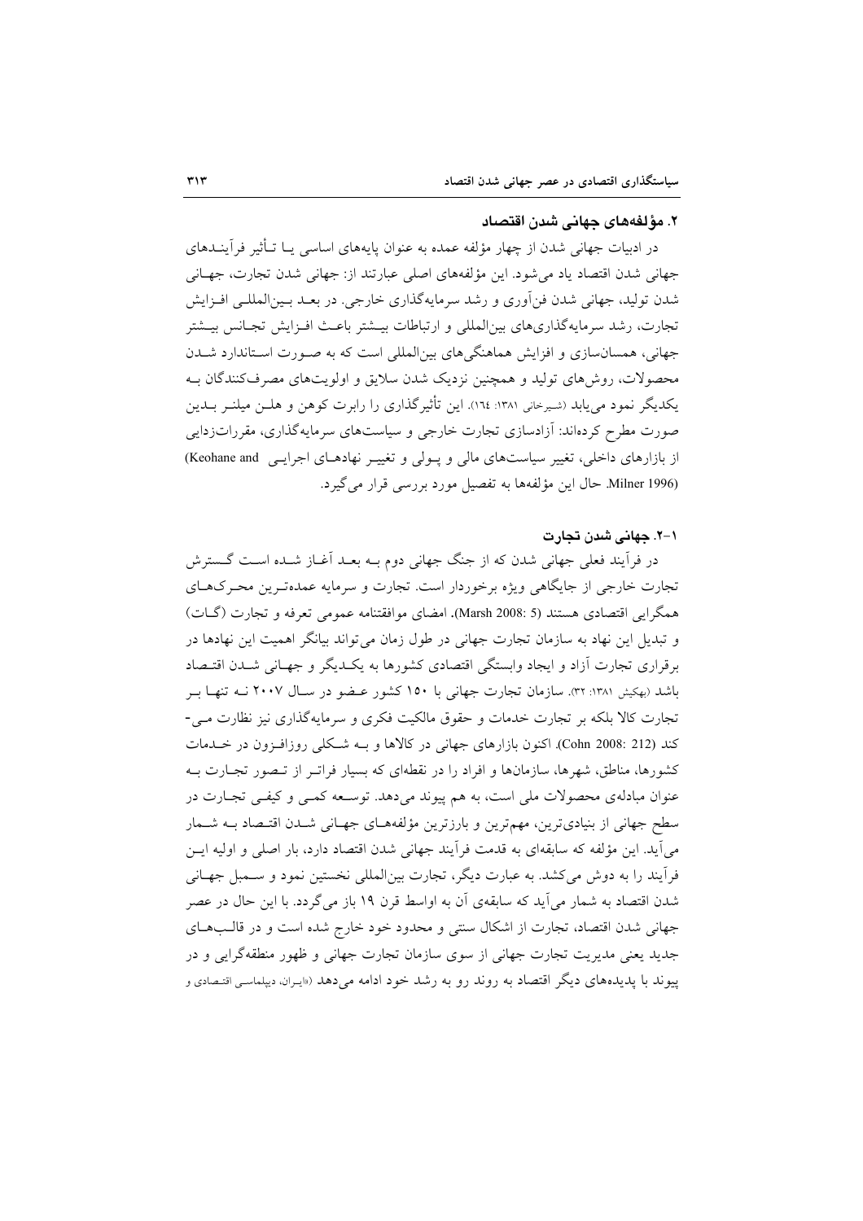## ۲. مؤلفه‌های جهانی شدن اقتصاد

در ادبیات جهانی شدن از چهار مؤلفه عمده به عنوان پایه‌های اساسی یا تأثیر فرآیندهای جهانی شدن اقتصاد یاد می‌شود. این مؤلفه‌های اصلی عبارتند از: جهانی شدن تجارت، جهانی شدن تولید، جهانی شدن فن‌آوری و رشد سرمایه‌گذاری خارجی. در بعد بین‌المللی افزایش تجارت، رشد سرمایه‌گذاری‌های بین‌المللی و ارتباطات بیشتر باعث افزایش تجانس بیشتر جهانی، همسان‌سازی و افزایش هماهنگی‌های بین‌المللی است که به صورت استاندارد شدن محصولات، روش‌های تولید و همچنین نزدیک شدن سلایق و اولویت‌های مصرف‌کنندگان به یکدیگر نمود می‌یابد (شیرخانی ۱۳۸۱: ۱۶۴). این تأثیرگذاری را رابرت کوهن و هلن میلنر بدین صورت مطرح کرده‌اند: آزادسازی تجارت خارجی و سیاست‌های سرمایه‌گذاری، مقررات‌زدایی از بازارهای داخلی، تغییر سیاست‌های مالی و پولی و تغییر نهادهای اجرایی (Keohane and Milner 1996). حال این مؤلفه‌ها به تفصیل مورد بررسی قرار می‌گیرد.

### ۲-۱. جهانی شدن تجارت

در فرآیند فعلی جهانی شدن که از جنگ جهانی دوم به بعد آغاز شده است گسترش تجارت خارجی از جایگاهی ویژه برخوردار است. تجارت و سرمایه عمده‌ترین محرک‌های همگرایی اقتصادی هستند (Marsh 2008: 5). امضای موافقتنامه عمومی تعرفه و تجارت (گات) و تبدیل این نهاد به سازمان تجارت جهانی در طول زمان می‌تواند بیانگر اهمیت این نهادها در برقراری تجارت آزاد و ایجاد وابستگی اقتصادی کشورها به یکدیگر و جهانی شدن اقتصاد باشد (بهکیش ۱۳۸۱: ۳۲). سازمان تجارت جهانی با ۱۵۰ کشور عضو در سال ۲۰۰۷ نه تنها بر تجارت کالا بلکه بر تجارت خدمات و حقوق مالکیت فکری و سرمایه‌گذاری نیز نظارت می‌کند (Cohn 2008: 212). اکنون بازارهای جهانی در کالاها و به شکلی روزافزون در خدمات کشورها، مناطق، شهرها، سازمان‌ها و افراد را در نقطه‌ای که بسیار فراتر از تصور تجارت به عنوان مبادله‌ی محصولات ملی است، به هم پیوند می‌دهد. توسعه کمی و کیفی تجارت در سطح جهانی از بنیادی‌ترین، مهم‌ترین و بارزترین مؤلفه‌های جهانی شدن اقتصاد به شمار می‌آید. این مؤلفه که سابقه‌ای به قدمت فرآیند جهانی شدن اقتصاد دارد، بار اصلی و اولیه این فرآیند را به دوش می‌کشد. به عبارت دیگر، تجارت بین‌المللی نخستین نمود و سمبل جهانی شدن اقتصاد به شمار می‌آید که سابقه‌ی آن به اواسط قرن ۱۹ باز می‌گردد. با این حال در عصر جهانی شدن اقتصاد، تجارت از اشکال سنتی و محدود خود خارج شده است و در قالب‌های جدید یعنی مدیریت تجارت جهانی از سوی سازمان تجارت جهانی و ظهور منطقه‌گرایی و در پیوند با پدیده‌های دیگر اقتصاد به روند رو به رشد خود ادامه می‌دهد («ایران، دیپلماسی اقتصادی و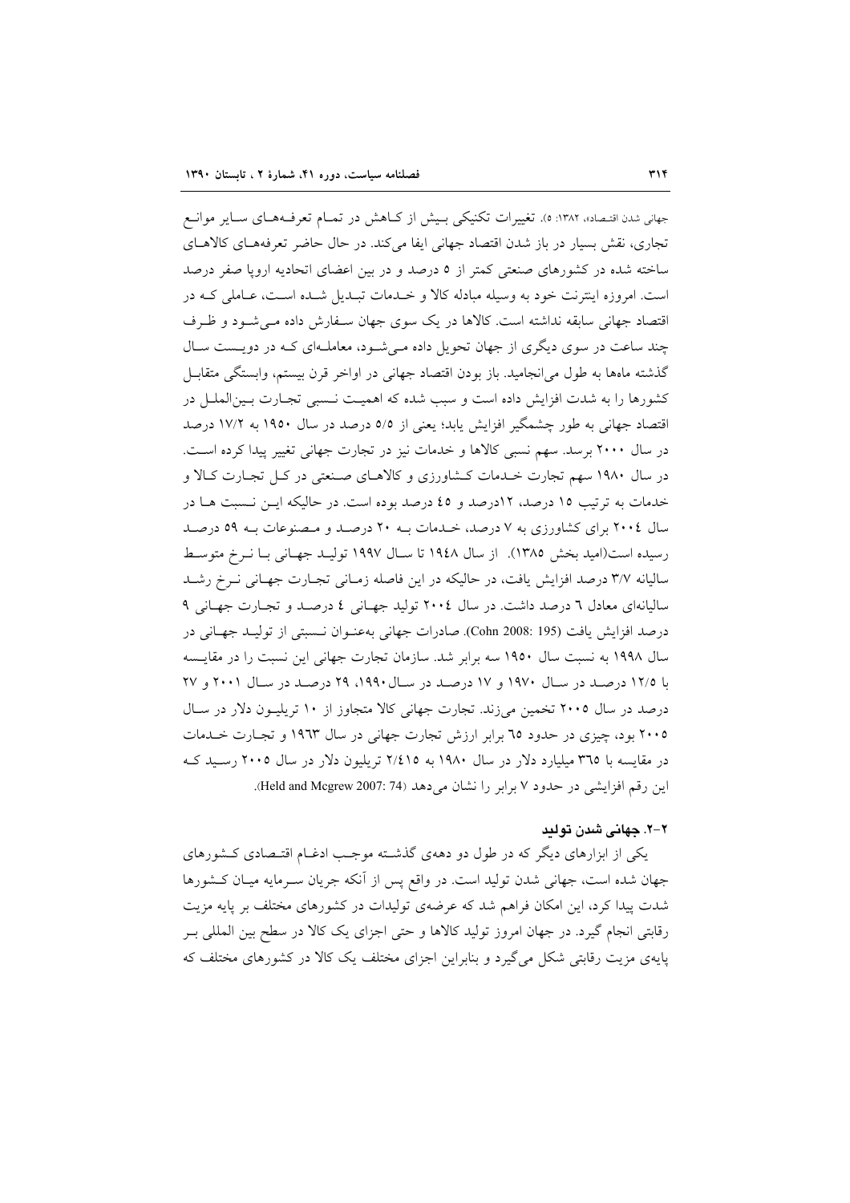جهانی شدن اقتصاد، ۱۳۸۲: ۵). تغییرات تکنیکی بیش از کاهش در تمام تعرفه‌های سایر موانع تجاری، نقش بسیار در باز شدن اقتصاد جهانی ایفا می‌کند. در حال حاضر تعرفه‌های کالاهای ساخته شده در کشورهای صنعتی کمتر از ۵ درصد و در بین اعضای اتحادیه اروپا صفر درصد است. امروزه اینترنت خود به وسیله مبادله کالا و خدمات تبدیل شده است، عاملی که در اقتصاد جهانی سابقه نداشته است. کالاها در یک سوی جهان سفارش داده می‌شود و ظرف چند ساعت در سوی دیگری از جهان تحویل داده می‌شود، معامله‌ای که در دویست سال گذشته ماهها به طول می‌انجامید. باز بودن اقتصاد جهانی در اواخر قرن بیستم، وابستگی متقابل کشورها را به شدت افزایش داده است و سبب شده که اهمیت نسبی تجارت بین‌الملل در اقتصاد جهانی به طور چشمگیر افزایش یابد؛ یعنی از ۵/۵ درصد در سال ۱۹۵۰ به ۱۷/۲ درصد در سال ۲۰۰۰ برسد. سهم نسبی کالاها و خدمات نیز در تجارت جهانی تغییر پیدا کرده است. در سال ۱۹۸۰ سهم تجارت خدمات کشاورزی و کالاهای صنعتی در کل تجارت کالا و خدمات به ترتیب ۱۵ درصد، ۱۲درصد و ٤٥ درصد بوده است. در حالیکه این نسبت ها در سال ۲۰۰٤ برای کشاورزی به ۷ درصد، خدمات به ۲۰ درصد و مصنوعات به ۵۹ درصد رسیده است(امید بخش ۱۳۸۵). از سال ۱۹٤۸ تا سال ۱۹۹۷ تولید جهانی با نرخ متوسط سالیانه ۳/۷ درصد افزایش یافت، در حالیکه در این فاصله زمانی تجارت جهانی نرخ رشد سالیانه‌ای معادل ٦ درصد داشت. در سال ۲۰۰٤ تولید جهانی ٤ درصد و تجارت جهانی ۹ درصد افزایش یافت (Cohn 2008: 195). صادرات جهانی به‌عنوان نسبتی از تولید جهانی در سال ۱۹۹۸ به نسبت سال ۱۹۵۰ سه برابر شد. سازمان تجارت جهانی این نسبت را در مقایسه با ۱۲/۵ درصد در سال ۱۹۷۰ و ۱۷ درصد در سال ۱۹۹۰، ۲۹ درصد در سال ۲۰۰۱ و ۲۷ درصد در سال ۲۰۰۵ تخمین می‌زند. تجارت جهانی کالا متجاوز از ۱۰ تریلیون دلار در سال ۲۰۰۵ بود، چیزی در حدود ٦٥ برابر ارزش تجارت جهانی در سال ۱۹٦۳ و تجارت خدمات در مقایسه با ۳٦٥ میلیارد دلار در سال ۱۹۸۰ به ۲/٤۱۵ تریلیون دلار در سال ۲۰۰۵ رسید که این رقم افزایشی در حدود ۷ برابر را نشان می‌دهد (Held and Mcgrew 2007: 74).

### ۲-۲. جهانی شدن تولید

یکی از ابزارهای دیگر که در طول دو دهه‌ی گذشته موجب ادغام اقتصادی کشورهای جهان شده است، جهانی شدن تولید است. در واقع پس از آنکه جریان سرمایه میان کشورها شدت پیدا کرد، این امکان فراهم شد که عرضه‌ی تولیدات در کشورهای مختلف بر پایه مزیت رقابتی انجام گیرد. در جهان امروز تولید کالاها و حتی اجزای یک کالا در سطح بین المللی بر پایه‌ی مزیت رقابتی شکل می‌گیرد و بنابراین اجزای مختلف یک کالا در کشورهای مختلف که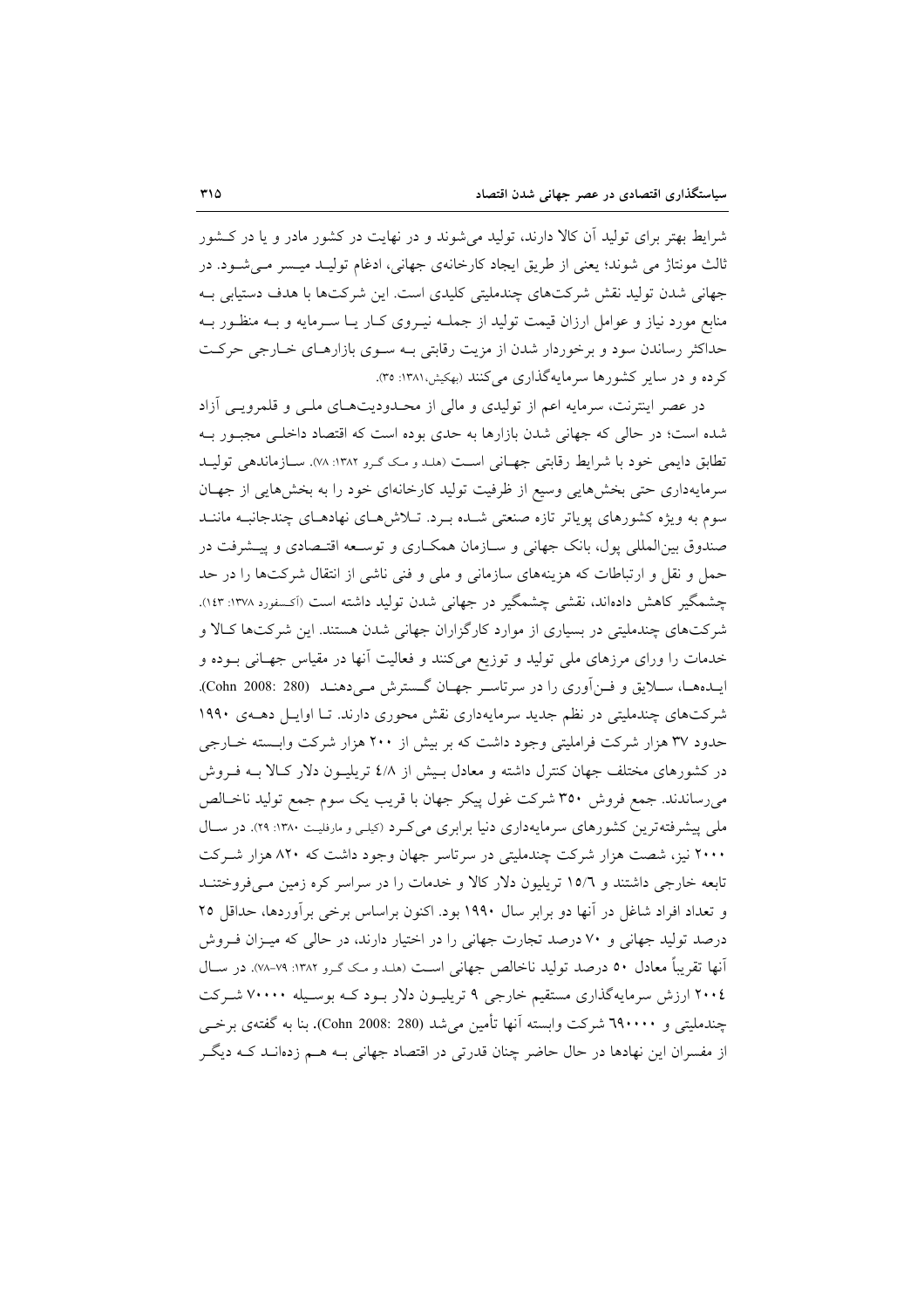شرایط بهتر برای تولید آن کالا دارند، تولید می‌شوند و در نهایت در کشور مادر و یا در کشور ثالث مونتاژ می شوند؛ یعنی از طریق ایجاد کارخانه‌ی جهانی، ادغام تولید میسر می‌شود. در جهانی شدن تولید نقش شرکت‌های چندملیتی کلیدی است. این شرکت‌ها با هدف دستیابی به منابع مورد نیاز و عوامل ارزان قیمت تولید از جمله نیروی کار یا سرمایه و به منظور به حداکثر رساندن سود و برخوردار شدن از مزیت رقابتی به سوی بازارهای خارجی حرکت کرده و در سایر کشورها سرمایه‌گذاری می‌کنند (بهکیش،۱۳۸۱: ۳۵).

در عصر اینترنت، سرمایه اعم از تولیدی و مالی از محدودیت‌های ملی و قلمرویی آزاد شده است؛ در حالی که جهانی شدن بازارها به حدی بوده است که اقتصاد داخلی مجبور به تطابق دایمی خود با شرایط رقابتی جهانی است (هلد و مک گرو ۱۳۸۲: ۷۸). سازماندهی تولید سرمایه‌داری حتی بخش‌هایی وسیع از ظرفیت تولید کارخانه‌ای خود را به بخش‌هایی از جهان سوم به ویژه کشورهای پویاتر تازه صنعتی شده برد. تلاش‌های نهادهای چندجانبه مانند صندوق بین‌المللی پول، بانک جهانی و سازمان همکاری و توسعه اقتصادی و پیشرفت در حمل و نقل و ارتباطات که هزینه‌های سازمانی و ملی و فنی ناشی از انتقال شرکت‌ها را در حد چشمگیر کاهش داده‌اند، نقشی چشمگیر در جهانی شدن تولید داشته است (آکسفورد ۱۳۷۸: ۱۴۳). شرکت‌های چندملیتی در بسیاری از موارد کارگزاران جهانی شدن هستند. این شرکت‌ها کالا و خدمات را ورای مرزهای ملی تولید و توزیع می‌کنند و فعالیت آنها در مقیاس جهانی بوده و ایده‌ها، سلایق و فن‌آوری را در سرتاسر جهان گسترش می‌دهند (Cohn 2008: 280). شرکت‌های چندملیتی در نظم جدید سرمایه‌داری نقش محوری دارند. تا اوایل دهه‌ی ۱۹۹۰ حدود ۳۷ هزار شرکت فراملیتی وجود داشت که بر بیش از ۲۰۰ هزار شرکت وابسته خارجی در کشورهای مختلف جهان کنترل داشته و معادل بیش از ۴/۸ تریلیون دلار کالا به فروش می‌رساندند. جمع فروش ۳۵۰ شرکت غول پیکر جهان با قریب یک سوم جمع تولید ناخالص ملی پیشرفته‌ترین کشورهای سرمایه‌داری دنیا برابری می‌کرد (کیلی و مارفلیت ۱۳۸۰: ۲۹). در سال ۲۰۰۰ نیز، شصت هزار شرکت چندملیتی در سرتاسر جهان وجود داشت که ۸۲۰ هزار شرکت تابعه خارجی داشتند و ۱۵/٦ تریلیون دلار کالا و خدمات را در سراسر کره زمین می‌فروختند و تعداد افراد شاغل در آنها دو برابر سال ۱۹۹۰ بود. اکنون براساس برخی برآوردها، حداقل ۲۵ درصد تولید جهانی و ۷۰ درصد تجارت جهانی را در اختیار دارند، در حالی که میزان فروش آنها تقریباً معادل ۵۰ درصد تولید ناخالص جهانی است (هلد و مک گرو ۱۳۸۲: ۷۹-۷۸). در سال ۲۰۰٤ ارزش سرمایه‌گذاری مستقیم خارجی ۹ تریلیون دلار بود که بوسیله ۷۰۰۰۰ شرکت چندملیتی و ٦۹۰۰۰۰ شرکت وابسته آنها تأمین می‌شد (Cohn 2008: 280). بنا به گفته‌ی برخی از مفسران این نهادها در حال حاضر چنان قدرتی در اقتصاد جهانی به هم زده‌اند که دیگر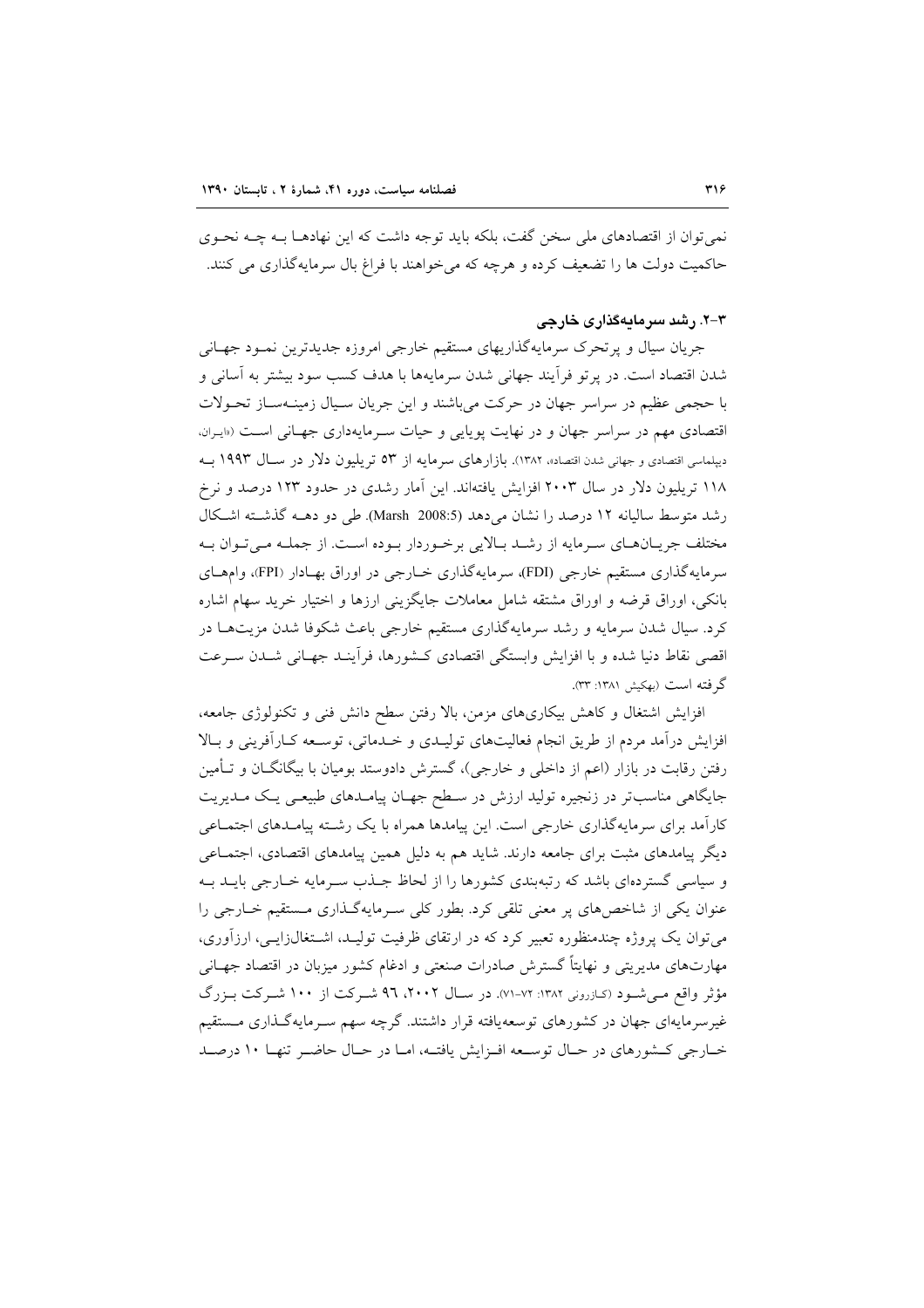نمی‌توان از اقتصادهای ملی سخن گفت، بلکه باید توجه داشت که این نهادها به چه نحوی حاکمیت دولت ها را تضعیف کرده و هرچه که می‌خواهند با فراغ بال سرمایه‌گذاری می کنند.

### ۳-۲. رشد سرمایه‌گذاری خارجی

جریان سیال و پرتحرک سرمایه‌گذاریهای مستقیم خارجی امروزه جدیدترین نمود جهانی شدن اقتصاد است. در پرتو فرآیند جهانی شدن سرمایه‌ها با هدف کسب سود بیشتر به آسانی و با حجمی عظیم در سراسر جهان در حرکت می‌باشند و این جریان سیال زمینه‌ساز تحولات اقتصادی مهم در سراسر جهان و در نهایت پویایی و حیات سرمایه‌داری جهانی است («ایران، دیپلماسی اقتصادی و جهانی شدن اقتصاد»، ۱۳۸۲). بازارهای سرمایه از ۵۳ تریلیون دلار در سال ۱۹۹۳ به ۱۱۸ تریلیون دلار در سال ۲۰۰۳ افزایش یافته‌اند. این آمار رشدی در حدود ۱۲۳ درصد و نرخ رشد متوسط سالیانه ۱۲ درصد را نشان می‌دهد (Marsh 2008:5). طی دو دهه گذشته اشکال مختلف جریان‌های سرمایه از رشد بالایی برخوردار بوده است. از جمله می‌توان به سرمایه‌گذاری مستقیم خارجی (FDI)، سرمایه‌گذاری خارجی در اوراق بهادار (FPI)، وام‌های بانکی، اوراق قرضه و اوراق مشتقه شامل معاملات جایگزینی ارزها و اختیار خرید سهام اشاره کرد. سیال شدن سرمایه و رشد سرمایه‌گذاری مستقیم خارجی باعث شکوفا شدن مزیت‌ها در اقصی نقاط دنیا شده و با افزایش وابستگی اقتصادی کشورها، فرآیند جهانی شدن سرعت گرفته است (بهکیش ۱۳۸۱: ۳۳).

افزایش اشتغال و کاهش بیکاری‌های مزمن، بالا رفتن سطح دانش فنی و تکنولوژی جامعه، افزایش درآمد مردم از طریق انجام فعالیت‌های تولیدی و خدماتی، توسعه کارآفرینی و بالا رفتن رقابت در بازار (اعم از داخلی و خارجی)، گسترش دادوستد بومیان با بیگانگان و تأمین جایگاهی مناسب‌تر در زنجیره تولید ارزش در سطح جهان پیامدهای طبیعی یک مدیریت کارآمد برای سرمایه‌گذاری خارجی است. این پیامدها همراه با یک رشته پیامدهای اجتماعی دیگر پیامدهای مثبت برای جامعه دارند. شاید هم به دلیل همین پیامدهای اقتصادی، اجتماعی و سیاسی گسترده‌ای باشد که رتبه‌بندی کشورها را از لحاظ جذب سرمایه خارجی باید به عنوان یکی از شاخص‌های پر معنی تلقی کرد. بطور کلی سرمایه‌گذاری مستقیم خارجی را می‌توان یک پروژه چندمنظوره تعبیر کرد که در ارتقای ظرفیت تولید، اشتغال‌زایی، ارزآوری، مهارت‌های مدیریتی و نهایتاً گسترش صادرات صنعتی و ادغام کشور میزبان در اقتصاد جهانی مؤثر واقع می‌شود (کازرونی ۱۳۸۲: ۷۲-۷۱). در سال ۲۰۰۲، ۹۶ شرکت از ۱۰۰ شرکت بزرگ غیرسرمایه‌ای جهان در کشورهای توسعه‌یافته قرار داشتند. گرچه سهم سرمایه‌گذاری مستقیم خارجی کشورهای در حال توسعه افزایش یافته، اما در حال حاضر تنها ۱۰ درصد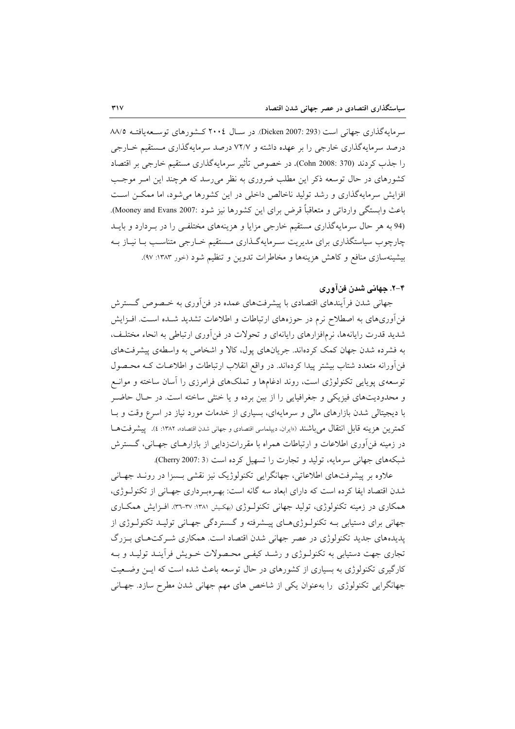سرمایه‌گذاری جهانی است (Dicken 2007: 293). در سال ۲۰۰۴ کشورهای توسعه‌یافته ۸۸/۵ درصد سرمایه‌گذاری خارجی را بر عهده داشته و ۷۲/۷ درصد سرمایه‌گذاری مستقیم خارجی را جذب کردند (Cohn 2008: 370). در خصوص تأثیر سرمایه‌گذاری مستقیم خارجی بر اقتصاد کشورهای در حال توسعه ذکر این مطلب ضروری به نظر می‌رسد که هرچند این امر موجب افزایش سرمایه‌گذاری و رشد تولید ناخالص داخلی در این کشورها می‌شود، اما ممکن است باعث وابستگی وارداتی و متعاقباً قرض برای این کشورها نیز شود :Mooney and Evans 2007). (94 به هر حال سرمایه‌گذاری مستقیم خارجی مزایا و هزینه‌های مختلفی را در بردارد و باید چارچوب سیاستگذاری برای مدیریت سرمایه‌گذاری مستقیم خارجی متناسب با نیاز به بیشینه‌سازی منافع و کاهش هزینه‌ها و مخاطرات تدوین و تنظیم شود (خور ۱۳۸۳: ۹۷).

### ۲-۴. جهانی شدن فن‌آوری

جهانی شدن فرآیندهای اقتصادی با پیشرفت‌های عمده در فن‌آوری به خصوص گسترش فن‌آوری‌های به اصطلاح نرم در حوزه‌های ارتباطات و اطلاعات تشدید شده است. افزایش شدید قدرت رایانه‌ها، نرم‌افزارهای رایانه‌ای و تحولات در فن‌آوری ارتباطی به انحاء مختلف، به فشرده شدن جهان کمک کرده‌اند. جریان‌های پول، کالا و اشخاص به واسطه‌ی پیشرفت‌های فن‌آورانه متعدد شتاب بیشتر پیدا کرده‌اند. در واقع انقلاب ارتباطات و اطلاعات که محصول توسعه‌ی پویایی تکنولوژی است، روند ادغام‌ها و تملک‌های فرامرزی را آسان ساخته و موانع و محدودیت‌های فیزیکی و جغرافیایی را از بین برده و یا خنثی ساخته است. در حال حاضر با دیجیتالی شدن بازارهای مالی و سرمایه‌ای، بسیاری از خدمات مورد نیاز در اسرع وقت و با کمترین هزینه قابل انتقال می‌باشند («ایران، دیپلماسی اقتصادی و جهانی شدن اقتصاد» ۱۳۸۲: ٤). پیشرفت‌ها در زمینه فن‌آوری اطلاعات و ارتباطات همراه با مقررات‌زدایی از بازارهای جهانی، گسترش شبکه‌های جهانی سرمایه، تولید و تجارت را تسهیل کرده است (Cherry 2007: 3).

علاوه بر پیشرفت‌های اطلاعاتی، جهانگرایی تکنولوژیک نیز نقشی بسزا در روند جهانی شدن اقتصاد ایفا کرده است که دارای ابعاد سه گانه است: بهره‌برداری جهانی از تکنولوژی، همکاری در زمینه تکنولوژی، تولید جهانی تکنولوژی (بهکیش ۱۳۸۱: ۳۷-۳٦). افزایش همکاری جهانی برای دستیابی به تکنولوژی‌های پیشرفته و گستردگی جهانی تولید تکنولوژی از پدیده‌های جدید تکنولوژی در عصر جهانی شدن اقتصاد است. همکاری شرکت‌های بزرگ تجاری جهت دستیابی به تکنولوژی و رشد کیفی محصولات خویش فرآیند تولید و به کارگیری تکنولوژی به بسیاری از کشورهای در حال توسعه باعث شده است که این وضعیت جهانگرایی تکنولوژی را به‌عنوان یکی از شاخص های مهم جهانی شدن مطرح سازد. جهانی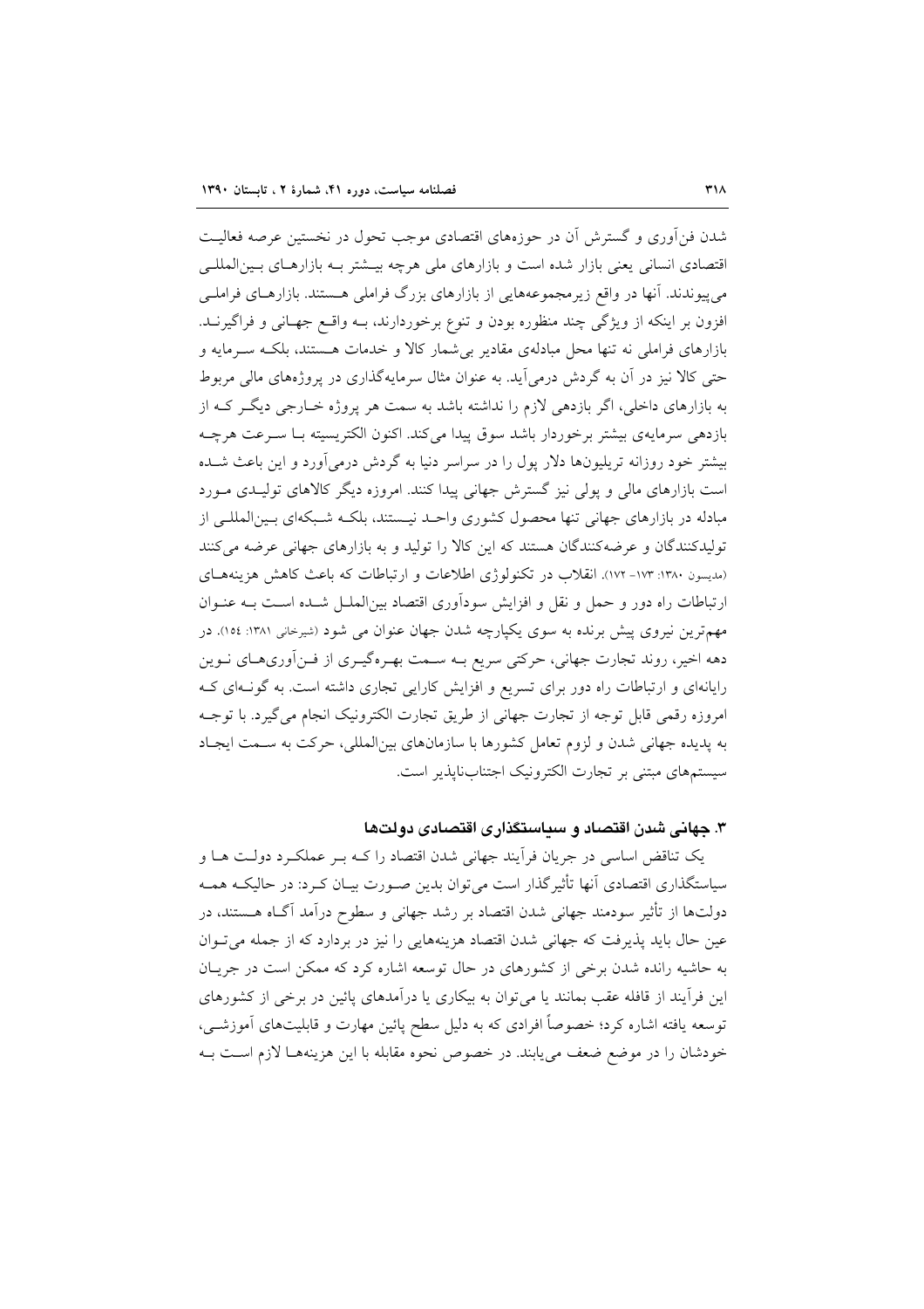شدن فن‌آوری و گسترش آن در حوزه‌های اقتصادی موجب تحول در نخستین عرصه فعالیت اقتصادی انسانی یعنی بازار شده است و بازارهای ملی هرچه بیشتر به بازارهای بین‌المللی می‌پیوندند. آنها در واقع زیرمجموعه‌هایی از بازارهای بزرگ فراملی هستند. بازارهای فراملی افزون بر اینکه از ویژگی چند منظوره بودن و تنوع برخوردارند، به واقع جهانی و فراگیرند. بازارهای فراملی نه تنها محل مبادله‌ی مقادیر بی‌شمار کالا و خدمات هستند، بلکه سرمایه و حتی کالا نیز در آن به گردش درمی‌آید. به عنوان مثال سرمایه‌گذاری در پروژه‌های مالی مربوط به بازارهای داخلی، اگر بازدهی لازم را نداشته باشد به سمت هر پروژه خارجی دیگر که از بازدهی سرمایه‌ی بیشتر برخوردار باشد سوق پیدا می‌کند. اکنون الکتریسیته با سرعت هرچه بیشتر خود روزانه تریلیون‌ها دلار پول را در سراسر دنیا به گردش درمی‌آورد و این باعث شده است بازارهای مالی و پولی نیز گسترش جهانی پیدا کنند. امروزه دیگر کالاهای تولیدی مورد مبادله در بازارهای جهانی تنها محصول کشوری واحد نیستند، بلکه شبکه‌ای بین‌المللی از تولیدکنندگان و عرضه‌کنندگان هستند که این کالا را تولید و به بازارهای جهانی عرضه می‌کنند (مدیسون ۱۳۸۰: ۱۷۳- ۱۷۲). انقلاب در تکنولوژی اطلاعات و ارتباطات که باعث کاهش هزینه‌های ارتباطات راه دور و حمل و نقل و افزایش سودآوری اقتصاد بین‌الملل شده است به عنوان مهم‌ترین نیروی پیش برنده به سوی یکپارچه شدن جهان عنوان می شود (شیرخانی ۱۳۸۱: ۱۵٤). در دهه اخیر، روند تجارت جهانی، حرکتی سریع به سمت بهره‌گیری از فن‌آوری‌های نوین رایانه‌ای و ارتباطات راه دور برای تسریع و افزایش کارایی تجاری داشته است. به گونه‌ای که امروزه رقمی قابل توجه از تجارت جهانی از طریق تجارت الکترونیک انجام می‌گیرد. با توجه به پدیده جهانی شدن و لزوم تعامل کشورها با سازمان‌های بین‌المللی، حرکت به سمت ایجاد سیستم‌های مبتنی بر تجارت الکترونیک اجتناب‌ناپذیر است.

### ۳. جهانی شدن اقتصاد و سیاستگذاری اقتصادی دولت‌ها

یک تناقض اساسی در جریان فرآیند جهانی شدن اقتصاد را که بر عملکرد دولت ها و سیاستگذاری اقتصادی آنها تأثیرگذار است می‌توان بدین صورت بیان کرد: در حالیکه همه دولت‌ها از تأثیر سودمند جهانی شدن اقتصاد بر رشد جهانی و سطوح درآمد آگاه هستند، در عین حال باید پذیرفت که جهانی شدن اقتصاد هزینه‌هایی را نیز در بردارد که از جمله می‌توان به حاشیه رانده شدن برخی از کشورهای در حال توسعه اشاره کرد که ممکن است در جریان این فرآیند از قافله عقب بمانند یا می‌توان به بیکاری یا درآمدهای پائین در برخی از کشورهای توسعه یافته اشاره کرد؛ خصوصاً افرادی که به دلیل سطح پائین مهارت و قابلیت‌های آموزشی، خودشان را در موضع ضعف می‌یابند. در خصوص نحوه مقابله با این هزینه‌ها لازم است به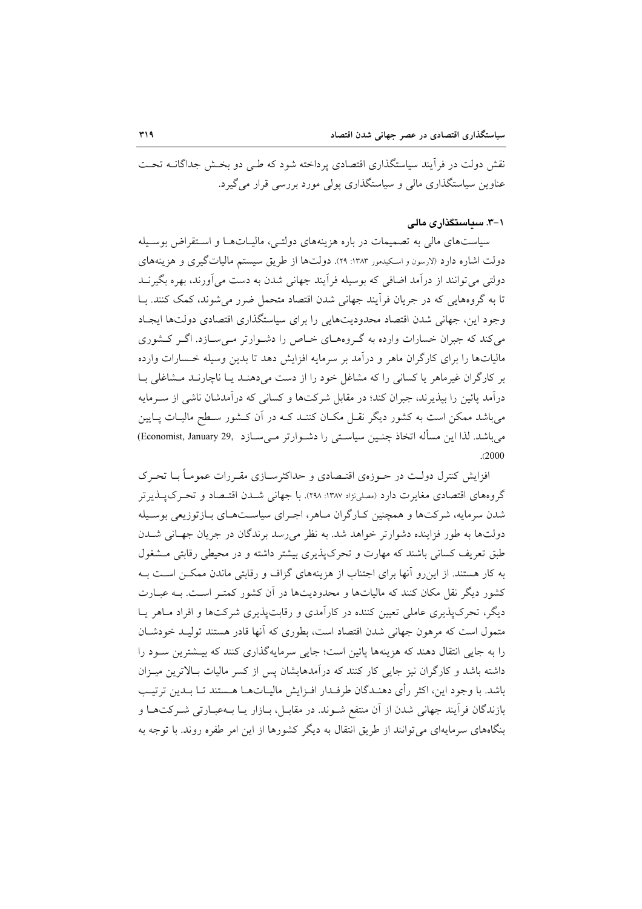نقش دولت در فرآیند سیاستگذاری اقتصادی پرداخته شود که طی دو بخش جداگانه تحت عناوین سیاستگذاری مالی و سیاستگذاری پولی مورد بررسی قرار می‌گیرد.

### ۳-۱. سیاستگذاری مالی

سیاست‌های مالی به تصمیمات در باره هزینه‌های دولتی، مالیات‌ها و استقراض بوسیله دولت اشاره دارد (لارسون و اسکیدمور ۱۳۸۳: ۲۹). دولت‌ها از طریق سیستم مالیات‌گیری و هزینه‌های دولتی می‌توانند از درآمد اضافی که بوسیله فرآیند جهانی شدن به دست می‌آورند، بهره بگیرند تا به گروه‌هایی که در جریان فرآیند جهانی شدن اقتصاد متحمل ضرر می‌شوند، کمک کنند. با وجود این، جهانی شدن اقتصاد محدودیت‌هایی را برای سیاستگذاری اقتصادی دولت‌ها ایجاد می‌کند که جبران خسارات وارده به گروه‌های خاص را دشوارتر می‌سازد. اگر کشوری مالیات‌ها را برای کارگران ماهر و درآمد بر سرمایه افزایش دهد تا بدین وسیله خسارات وارده بر کارگران غیرماهر یا کسانی را که مشاغل خود را از دست می‌دهند یا ناچارند مشاغلی با درآمد پائین را بپذیرند، جبران کند؛ در مقابل شرکت‌ها و کسانی که درآمدشان ناشی از سرمایه می‌باشد ممکن است به کشور دیگر نقل مکان کنند که در آن کشور سطح مالیات پایین می‌باشد. لذا این مسأله اتخاذ چنین سیاستی را دشوارتر می‌سازد (Economist, January 29, 2000).

افزایش کنترل دولت در حوزه‌ی اقتصادی و حداکثرسازی مقررات عموماً با تحرک گروه‌های اقتصادی مغایرت دارد (مصلی‌نژاد ۱۳۸۷: ۲۹۸). با جهانی شدن اقتصاد و تحرک‌پذیرتر شدن سرمایه، شرکت‌ها و همچنین کارگران ماهر، اجرای سیاست‌های بازتوزیعی بوسیله دولت‌ها به طور فزاینده دشوارتر خواهد شد. به نظر می‌رسد برندگان در جریان جهانی شدن طبق تعریف کسانی باشند که مهارت و تحرک‌پذیری بیشتر داشته و در محیطی رقابتی مشغول به کار هستند. از این‌رو آنها برای اجتناب از هزینه‌های گزاف و رقابتی ماندن ممکن است به کشور دیگر نقل مکان کنند که مالیات‌ها و محدودیت‌ها در آن کشور کمتر است. به عبارت دیگر، تحرک‌پذیری عاملی تعیین کننده در کارآمدی و رقابت‌پذیری شرکت‌ها و افراد ماهر یا متمول است که مرهون جهانی شدن اقتصاد است، بطوری که آنها قادر هستند تولید خودشان را به جایی انتقال دهند که هزینه‌ها پائین است؛ جایی سرمایه‌گذاری کنند که بیشترین سود را داشته باشد و کارگران نیز جایی کار کنند که درآمدهایشان پس از کسر مالیات بالاترین میزان باشد. با وجود این، اکثر رأی دهندگان طرفدار افزایش مالیات‌ها هستند تا بدین ترتیب بازندگان فرآیند جهانی شدن از آن منتفع شوند. در مقابل، بازار یا به‌عبارتی شرکت‌ها و بنگاه‌های سرمایه‌ای می‌توانند از طریق انتقال به دیگر کشورها از این امر طفره روند. با توجه به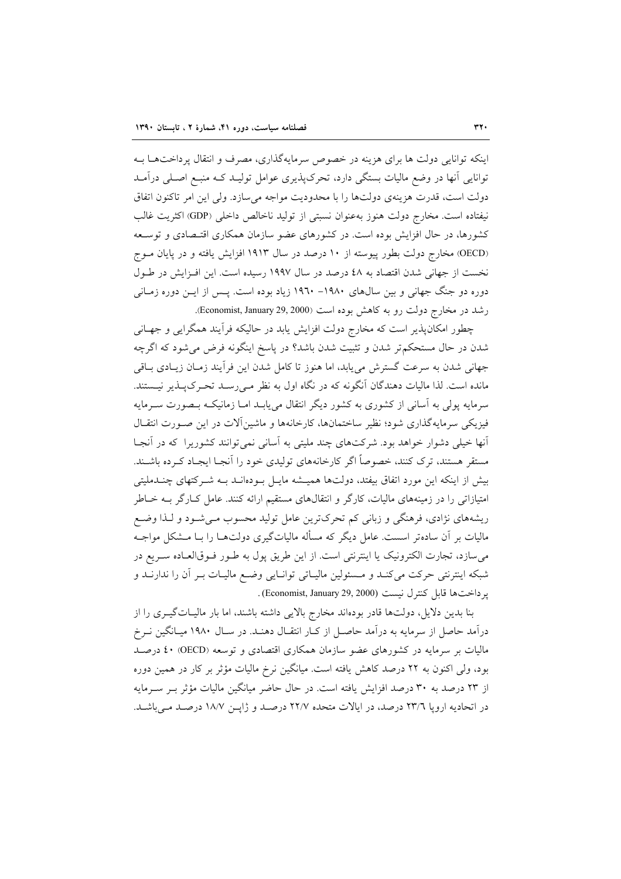اینکه توانایی دولت ها برای هزینه در خصوص سرمایه‌گذاری، مصرف و انتقال پرداخت‌هـا بـه توانایی آنها در وضع مالیات بستگی دارد، تحرک‌پذیری عوامل تولیـد کـه منبـع اصـلی درآمـد دولت است، قدرت هزینه‌ی دولت‌ها را با محدودیت مواجه می‌سازد. ولی این امر تاکنون اتفاق نیفتاده است. مخارج دولت هنوز به‌عنوان نسبتی از تولید ناخالص داخلی (GDP) اکثریت غالب کشورها، در حال افزایش بوده است. در کشورهای عضو سازمان همکاری اقتـصادی و توسـعه (OECD) مخارج دولت بطور پیوسته از ۱۰ درصد در سال ۱۹۱۳ افزایش یافته و در پایان مـوج نخست از جهانی شدن اقتصاد به ٤٨ درصد در سال ۱۹۹۷ رسیده است. این افـزایش در طـول دوره دو جنگ جهانی و بین سال‌های ۱۹۸۰- ۱۹٦۰ زیاد بوده است. پـس از ایـن دوره زمـانی رشد در مخارج دولت رو به کاهش بوده است (Economist, January 29, 2000).

چطور امکان‌پذیر است که مخارج دولت افزایش یابد در حالیکه فرآیند همگرایی و جهـانی شدن در حال مستحکم‌تر شدن و تثبیت شدن باشد؟ در پاسخ اینگونه فرض می‌شود که اگرچه جهانی شدن به سرعت گسترش می‌یابد، اما هنوز تا کامل شدن این فرآیند زمـان زیـادی بـاقی مانده است. لذا مالیات دهندگان آنگونه که در نگاه اول به نظر مـی‌رسـد تحـرک‌پـذیر نیـستند. سرمایه پولی به آسانی از کشوری به کشور دیگر انتقال می‌یابـد امـا زمانیکـه بـصورت سـرمایه فیزیکی سرمایه‌گذاری شود؛ نظیر ساختمان‌ها، کارخانه‌ها و ماشین‌آلات در این صـورت انتقـال آنها خیلی دشوار خواهد بود. شرکت‌های چند ملیتی به آسانی نمی‌توانند کشوری‌را که در آنجـا مستقر هستند، ترک کنند، خصوصاً اگر کارخانه‌های تولیدی خود را آنجـا ایجـاد کـرده باشـند. بیش از اینکه این مورد اتفاق بیفتد، دولت‌ها همیـشه مایـل بـوده‌انـد بـه شـرکتهای چنـدملیتی امتیازاتی را در زمینه‌های مالیات، کارگر و انتقال‌های مستقیم ارائه کنند. عامل کـارگر بـه خـاطر ریشه‌های نژادی، فرهنگی و زبانی کم تحرک‌ترین عامل تولید محسوب مـی‌شـود و لـذا وضـع مالیات بر آن ساده‌تر اسست. عامل دیگر که مسأله مالیات‌گیری دولت‌هـا را بـا مـشکل مواجـه می‌سازد، تجارت الکترونیک یا اینترنتی است. از این طریق پول به طـور فـوق‌العـاده سـریع در شبکه اینترنتی حرکت می‌کنـد و مـسئولین مالیـاتی توانـایی وضـع مالیـات بـر آن را ندارنـد و پرداخت‌ها قابل کنترل نیست (Economist, January 29, 2000) .

بنا بدین دلایل، دولت‌ها قادر بوده‌اند مخارج بالایی داشته باشند، اما بار مالیـات‌گیـری را از درآمد حاصل از سرمایه به درآمد حاصـل از کـار انتقـال دهنـد. در سـال ۱۹۸۰ میـانگین نـرخ مالیات بر سرمایه در کشورهای عضو سازمان همکاری اقتصادی و توسعه (OECD) ٤۰ درصـد بود، ولی اکنون به ۲۲ درصد کاهش یافته است. میانگین نرخ مالیات مؤثر بر کار در همین دوره از ۲۳ درصد به ۳۰ درصد افزایش یافته است. در حال حاضر میانگین مالیات مؤثر بـر سـرمایه در اتحادیه اروپا ۲۳/٦ درصد، در ایالات متحده ۲۲/۷ درصـد و ژاپـن ۱۸/۷ درصـد مـی‌باشـد.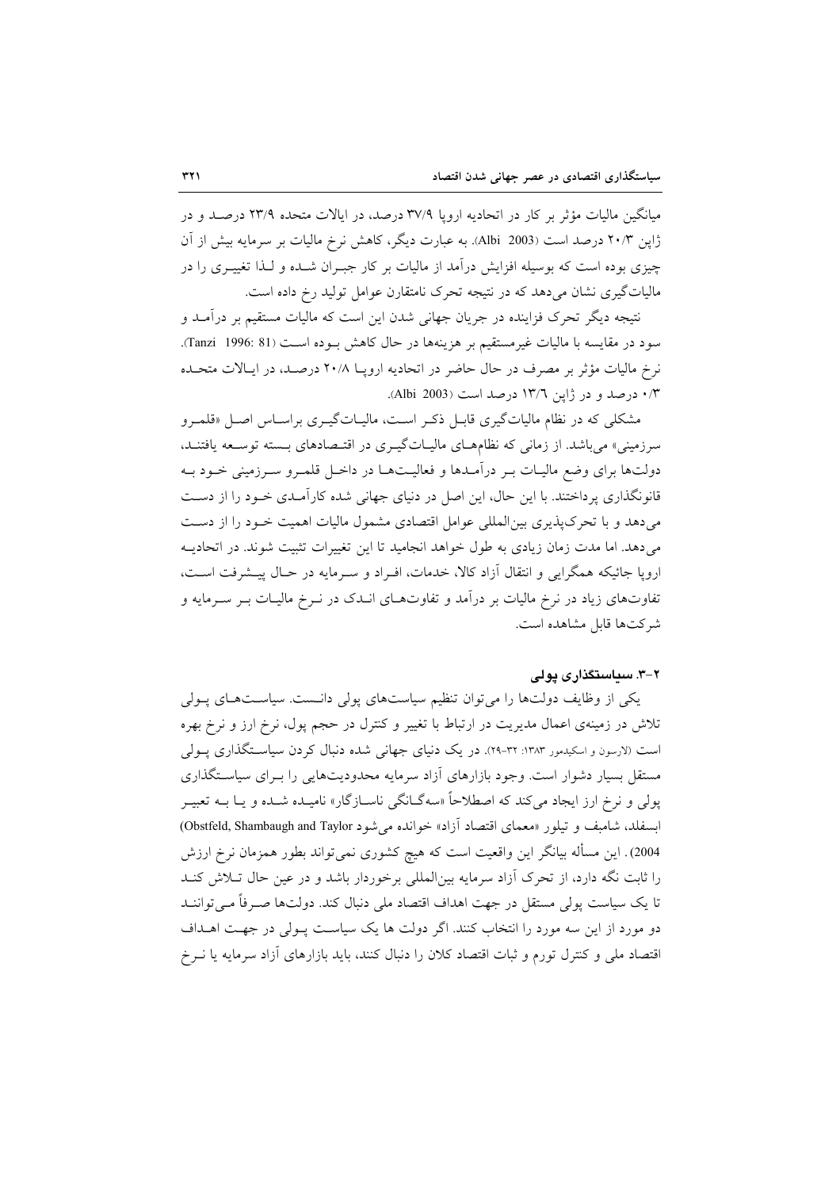میانگین مالیات مؤثر بر کار در اتحادیه اروپا ۳۷/۹ درصد، در ایالات متحده ۲۳/۹ درصـد و در ژاپن ۲۰/۳ درصد است (Albi 2003). به عبارت دیگر، کاهش نرخ مالیات بر سرمایه بیش از آن چیزی بوده است که بوسیله افزایش درآمد از مالیات بر کار جبـران شـده و لـذا تغییـری را در مالیات‌گیری نشان می‌دهد که در نتیجه تحرک نامتقارن عوامل تولید رخ داده است.

نتیجه دیگر تحرک فزاینده در جریان جهانی شدن این است که مالیات مستقیم بر درآمـد و سود در مقایسه با مالیات غیرمستقیم بر هزینه‌ها در حال کاهش بـوده اسـت (Tanzi 1996: 81). نرخ مالیات مؤثر بر مصرف در حال حاضر در اتحادیه اروپـا ۲۰/۸ درصـد، در ایـالات متحـده ۰/۳ درصد و در ژاپن ۱۳/٦ درصد است (Albi 2003).

مشکلی که در نظام مالیات‌گیری قابـل ذکـر اسـت، مالیـات‌گیـری براسـاس اصـل «قلمـرو سرزمینی» می‌باشد. از زمانی که نظام‌هـای مالیـات‌گیـری در اقتـصادهای بـسته توسـعه یافتنـد، دولت‌ها برای وضع مالیـات بـر درآمـدها و فعالیـت‌هـا در داخـل قلمـرو سـرزمینی خـود بـه قانونگذاری پرداختند. با این حال، این اصل در دنیای جهانی شده کارآمـدی خـود را از دسـت می‌دهد و با تحرک‌پذیری بین‌المللی عوامل اقتصادی مشمول مالیات اهمیت خـود را از دسـت می‌دهد. اما مدت زمان زیادی به طول خواهد انجامید تا این تغییرات تثبیت شوند. در اتحادیـه اروپا جائیکه همگرایی و انتقال آزاد کالا، خدمات، افـراد و سـرمایه در حـال پیـشرفت اسـت، تفاوت‌های زیاد در نرخ مالیات بر درآمد و تفاوت‌هـای انـدک در نـرخ مالیـات بـر سـرمایه و شرکت‌ها قابل مشاهده است.

### ۲-۳. سیاستگذاری پولی

یکی از وظایف دولت‌ها را می‌توان تنظیم سیاست‌های پولی دانـست. سیاسـت‌هـای پـولی تلاش در زمینه‌ی اعمال مدیریت در ارتباط با تغییر و کنترل در حجم پول، نرخ ارز و نرخ بهره است (لارسون و اسکیدمور ۱۳۸۳: ۳۲-۲۹). در یک دنیای جهانی شده دنبال کردن سیاسـتگذاری پـولی مستقل بسیار دشوار است. وجود بازارهای آزاد سرمایه محدودیت‌هایی را بـرای سیاسـتگذاری پولی و نرخ ارز ایجاد می‌کند که اصطلاحاً «سه‌گـانگی ناسـازگار» نامیـده شـده و یـا بـه تعبیـر ابسفلد، شامبف و تیلور «معمای اقتصاد آزاد» خوانده می‌شود (Obstfeld, Shambaugh and Taylor 2004). این مسأله بیانگر این واقعیت است که هیچ کشوری نمی‌تواند بطور همزمان نرخ ارزش را ثابت نگه دارد، از تحرک آزاد سرمایه بین‌المللی برخوردار باشد و در عین حال تـلاش کنـد تا یک سیاست پولی مستقل در جهت اهداف اقتصاد ملی دنبال کند. دولت‌ها صـرفاً مـی‌تواننـد دو مورد از این سه مورد را انتخاب کنند. اگر دولت ها یک سیاسـت پـولی در جهـت اهـداف اقتصاد ملی و کنترل تورم و ثبات اقتصاد کلان را دنبال کنند، باید بازارهای آزاد سرمایه یا نـرخ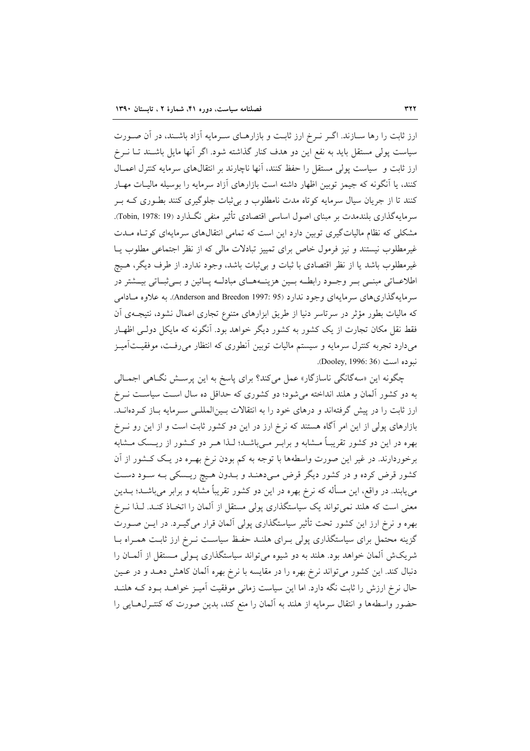ارز ثابت را رها سازند. اگر نرخ ارز ثابت و بازارهای سرمایه آزاد باشند، در آن صورت سیاست پولی مستقل باید به نفع این دو هدف کنار گذاشته شود. اگر آنها مایل باشند تا نرخ ارز ثابت و سیاست پولی مستقل را حفظ کنند، آنها ناچارند بر انتقال‌های سرمایه کنترل اعمال کنند، یا آنگونه که جیمز توبین اظهار داشته است بازارهای آزاد سرمایه را بوسیله مالیات مهار کنند تا از جریان سیال سرمایه کوتاه مدت نامطلوب و بی‌ثبات جلوگیری کنند بطوری که بر سرمایه‌گذاری بلندمدت بر مبنای اصول اساسی اقتصادی تأثیر منفی نگذارد (Tobin, 1978: 19). مشکلی که نظام مالیات‌گیری توبین دارد این است که تمامی انتقال‌های سرمایه‌ای کوتاه مدت غیرمطلوب نیستند و نیز فرمول خاص برای تمییز تبادلات مالی که از نظر اجتماعی مطلوب یا غیرمطلوب باشد یا از نظر اقتصادی با ثبات و بی‌ثبات باشد، وجود ندارد. از طرف دیگر، هیچ اطلاعاتی مبنی بر وجود رابطه بین هزینه‌های مبادله پائین و بی‌ثباتی بیشتر در سرمایه‌گذاری‌های سرمایه‌ای وجود ندارد (Anderson and Breedon 1997: 95). به علاوه مادامی که مالیات بطور مؤثر در سرتاسر دنیا از طریق ابزارهای متنوع تجاری اعمال نشود، نتیجه‌ی آن فقط نقل مکان تجارت از یک کشور به کشور دیگر خواهد بود. آنگونه که مایکل دولی اظهار می‌دارد تجربه کنترل سرمایه و سیستم مالیات توبین آنطوری که انتظار می‌رفت، موفقیت‌آمیز نبوده است (Dooley, 1996: 36).

چگونه این «سه‌گانگی ناسازگار» عمل می‌کند؟ برای پاسخ به این پرسش نگاهی اجمالی به دو کشور آلمان و هلند انداخته می‌شود؛ دو کشوری که حداقل ده سال است سیاست نرخ ارز ثابت را در پیش گرفته‌اند و درهای خود را به انتقالات بین‌المللی سرمایه باز کرده‌اند. بازارهای پولی از این امر آگاه هستند که نرخ ارز در این دو کشور ثابت است و از این رو نرخ بهره در این دو کشور تقریباً مشابه و برابر می‌باشد؛ لذا هر دو کشور از ریسک مشابه برخوردارند. در غیر این صورت واسطه‌ها با توجه به کم بودن نرخ بهره در یک کشور از آن کشور قرض کرده و در کشور دیگر قرض می‌دهند و بدون هیچ ریسکی به سود دست می‌یابند. در واقع، این مسأله که نرخ بهره در این دو کشور تقریباً مشابه و برابر می‌باشد؛ بدین معنی است که هلند نمی‌تواند یک سیاستگذاری پولی مستقل از آلمان را اتخاذ کند. لذا نرخ بهره و نرخ ارز این کشور تحت تأثیر سیاستگذاری پولی آلمان قرار می‌گیرد. در این صورت گزینه محتمل برای سیاستگذاری پولی برای هلند حفظ سیاست نرخ ارز ثابت همراه با شریکش آلمان خواهد بود. هلند به دو شیوه می‌تواند سیاستگذاری پولی مستقل از آلمان را دنبال کند. این کشور می‌تواند نرخ بهره را در مقایسه با نرخ بهره آلمان کاهش دهد و در عین حال نرخ ارزش را ثابت نگه دارد. اما این سیاست زمانی موفقیت آمیز خواهد بود که هلند حضور واسطه‌ها و انتقال سرمایه از هلند به آلمان را منع کند، بدین صورت که کنترل‌هایی را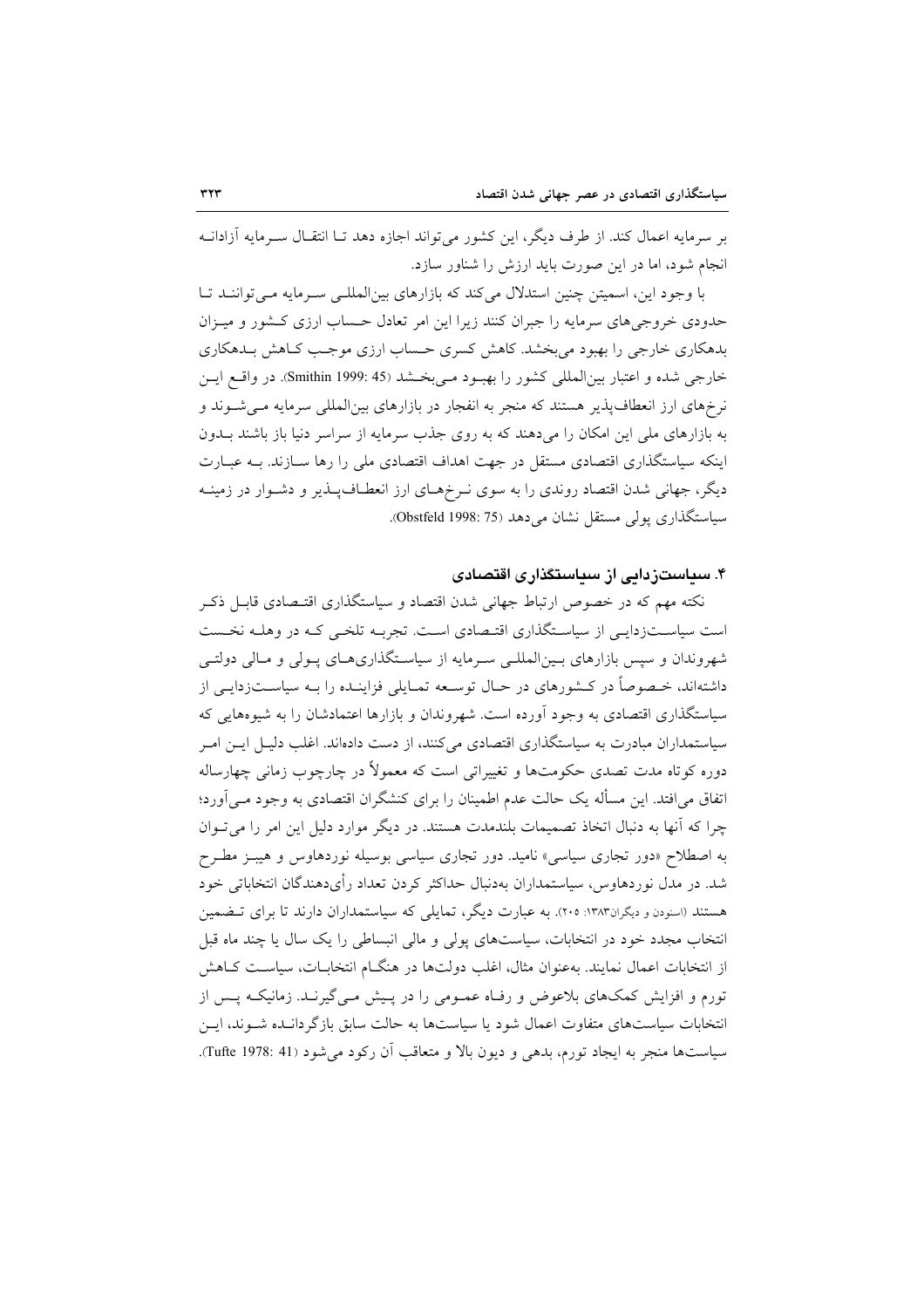بر سرمایه اعمال کند. از طرف دیگر، این کشور می‌تواند اجازه دهد تـا انتقـال سـرمایه آزادانـه انجام شود، اما در این صورت باید ارزش را شناور سازد.

با وجود این، اسمیتن چنین استدلال می‌کند که بازارهای بین‌المللـی سـرمایه مـی‌تواننـد تـا حدودی خروجی‌های سرمایه را جبران کنند زیرا این امر تعادل حـساب ارزی کـشور و میـزان بدهکاری خارجی را بهبود می‌بخشد. کاهش کسری حـساب ارزی موجـب کـاهش بـدهکاری خارجی شده و اعتبار بین‌المللی کشور را بهبـود مـی‌بخـشد (Smithin 1999: 45). در واقـع ایـن نرخ‌های ارز انعطاف‌پذیر هستند که منجر به انفجار در بازارهای بین‌المللی سرمایه مـی‌شـوند و به بازارهای ملی این امکان را می‌دهند که به روی جذب سرمایه از سراسر دنیا باز باشند بـدون اینکه سیاستگذاری اقتصادی مستقل در جهت اهداف اقتصادی ملی را رها سـازند. بـه عبـارت دیگر، جهانی شدن اقتصاد روندی را به سوی نـرخ‌هـای ارز انعطـاف‌پـذیر و دشـوار در زمینـه سیاستگذاری پولی مستقل نشان می‌دهد (Obstfeld 1998: 75).

## ۴. سیاست‌زدایی از سیاستگذاری اقتصادی

نکته مهم که در خصوص ارتباط جهانی شدن اقتصاد و سیاستگذاری اقتـصادی قابـل ذکـر است سیاسـت‌زدایـی از سیاسـتگذاری اقتـصادی اسـت. تجربـه تلخـی کـه در وهلـه نخـست شهروندان و سپس بازارهای بـین‌المللـی سـرمایه از سیاسـتگذاری‌هـای پـولی و مـالی دولتـی داشته‌اند، خـصوصاً در کـشورهای در حـال توسـعه تمـایلی فزاینـده را بـه سیاسـت‌زدایـی از سیاستگذاری اقتصادی به وجود آورده است. شهروندان و بازارها اعتمادشان را به شیوه‌هایی که سیاستمداران مبادرت به سیاستگذاری اقتصادی می‌کنند، از دست داده‌اند. اغلب دلیـل ایـن امـر دوره کوتاه مدت تصدی حکومت‌ها و تغییراتی است که معمولاً در چارچوب زمانی چهارساله اتفاق می‌افتد. این مسأله یک حالت عدم اطمینان را برای کنشگران اقتصادی به وجود مـی‌آورد؛ چرا که آنها به دنبال اتخاذ تصمیمات بلندمدت هستند. در دیگر موارد دلیل این امر را می‌تـوان به اصطلاح «دور تجاری سیاسی» نامید. دور تجاری سیاسی بوسیله نوردهاوس و هیبـز مطـرح شد. در مدل نوردهاوس، سیاستمداران به‌دنبال حداکثر کردن تعداد رأی‌دهندگان انتخاباتی خود هستند (اسنودن و دیگران۱۳۸۳: ۲۰۵). به عبارت دیگر، تمایلی که سیاستمداران دارند تا برای تـضمین انتخاب مجدد خود در انتخابات، سیاست‌های پولی و مالی انبساطی را یک سال یا چند ماه قبل از انتخابات اعمال نمایند. به‌عنوان مثال، اغلب دولت‌ها در هنگـام انتخابـات، سیاسـت کـاهش تورم و افزایش کمک‌های بلاعوض و رفـاه عمـومی را در پـیش مـی‌گیرنـد. زمانیکـه پـس از انتخابات سیاست‌های متفاوت اعمال شود یا سیاست‌ها به حالت سابق بازگردانـده شـوند، ایـن سیاست‌ها منجر به ایجاد تورم، بدهی و دیون بالا و متعاقب آن رکود می‌شود (Tufte 1978: 41).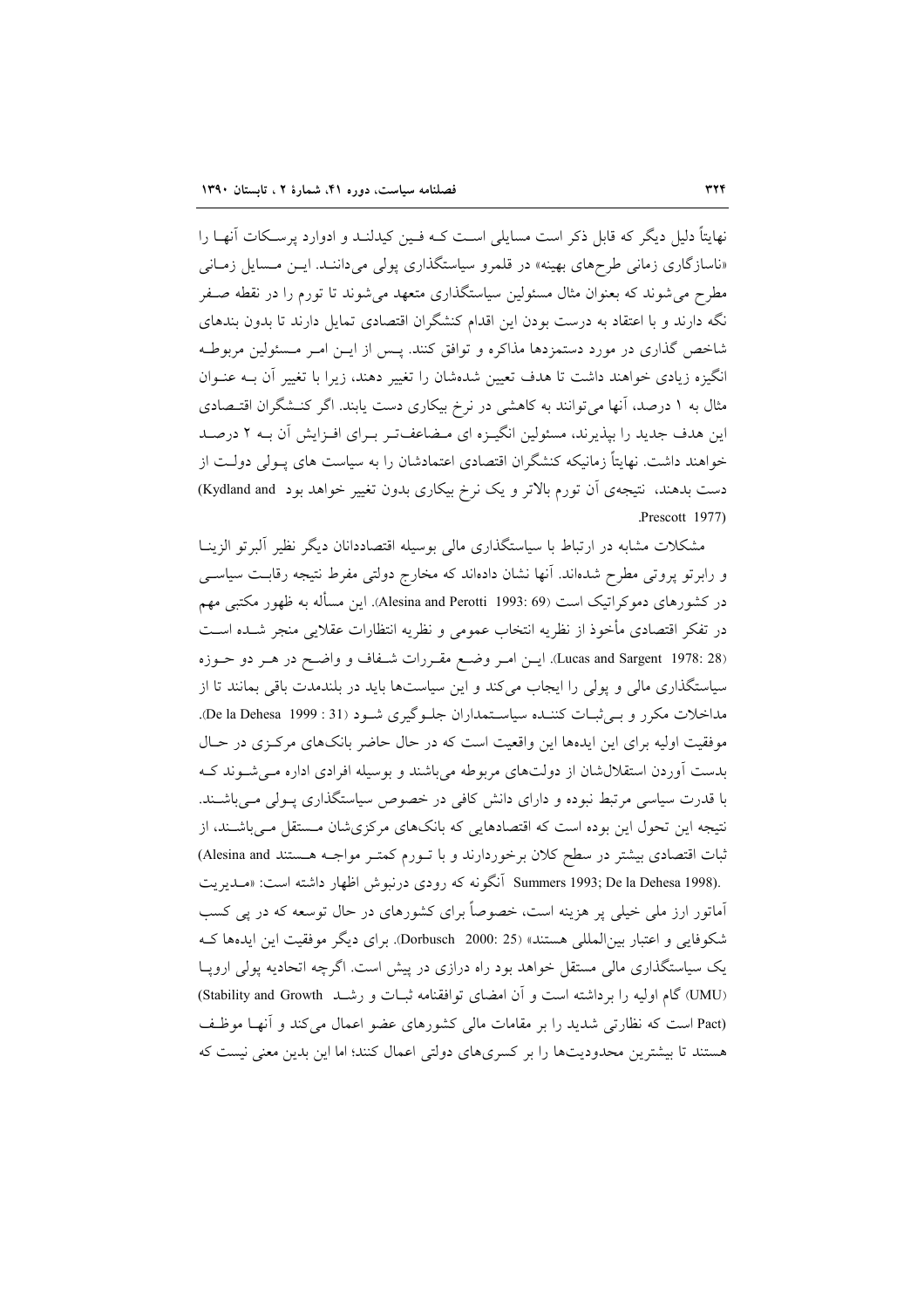نهایتاً دلیل دیگر که قابل ذکر است مسایلی است که فین کیدلند و ادوارد پرسکات آنها را «ناسازگاری زمانی طرح‌های بهینه» در قلمرو سیاستگذاری پولی می‌دانند. این مسایل زمانی مطرح می‌شوند که بعنوان مثال مسئولین سیاستگذاری متعهد می‌شوند تا تورم را در نقطه صفر نگه دارند و با اعتقاد به درست بودن این اقدام کنشگران اقتصادی تمایل دارند تا بدون بندهای شاخص گذاری در مورد دستمزدها مذاکره و توافق کنند. پس از این امر مسئولین مربوطه انگیزه زیادی خواهند داشت تا هدف تعیین شده‌شان را تغییر دهند، زیرا با تغییر آن به عنوان مثال به ۱ درصد، آنها می‌توانند به کاهشی در نرخ بیکاری دست یابند. اگر کنشگران اقتصادی این هدف جدید را بپذیرند، مسئولین انگیزه ای مضاعف‌تر برای افزایش آن به ۲ درصد خواهند داشت. نهایتاً زمانیکه کنشگران اقتصادی اعتمادشان را به سیاست های پولی دولت از دست بدهند، نتیجه‌ی آن تورم بالاتر و یک نرخ بیکاری بدون تغییر خواهد بود (Kydland and Prescott 1977).

مشکلات مشابه در ارتباط با سیاستگذاری مالی بوسیله اقتصاددانان دیگر نظیر آلبرتو الزینا و رابرتو پروتی مطرح شده‌اند. آنها نشان داده‌اند که مخارج دولتی مفرط نتیجه رقابت سیاسی در کشورهای دموکراتیک است (Alesina and Perotti 1993: 69). این مسأله به ظهور مکتبی مهم در تفکر اقتصادی مأخوذ از نظریه انتخاب عمومی و نظریه انتظارات عقلایی منجر شده است (Lucas and Sargent 1978: 28). این امر وضع مقررات شفاف و واضح در هر دو حوزه سیاستگذاری مالی و پولی را ایجاب می‌کند و این سیاست‌ها باید در بلندمدت باقی بمانند تا از مداخلات مکرر و بی‌ثبات کننده سیاستمداران جلوگیری شود (De la Dehesa 1999 : 31). موفقیت اولیه برای این ایده‌ها این واقعیت است که در حال حاضر بانک‌های مرکزی در حال بدست آوردن استقلال‌شان از دولت‌های مربوطه می‌باشند و بوسیله افرادی اداره می‌شوند که با قدرت سیاسی مرتبط نبوده و دارای دانش کافی در خصوص سیاستگذاری پولی می‌باشند. نتیجه این تحول این بوده است که اقتصادهایی که بانک‌های مرکزی‌شان مستقل می‌باشند، از ثبات اقتصادی بیشتر در سطح کلان برخوردارند و با تورم کمتر مواجه هستند (Alesina and Summers 1993; De la Dehesa 1998). آنگونه که رودی درنبوش اظهار داشته است: «مدیریت آماتور ارز ملی خیلی پر هزینه است، خصوصاً برای کشورهای در حال توسعه که در پی کسب شکوفایی و اعتبار بین‌المللی هستند» (Dorbusch 2000: 25). برای دیگر موفقیت این ایده‌ها که یک سیاستگذاری مالی مستقل خواهد بود راه درازی در پیش است. اگرچه اتحادیه پولی اروپا (UMU) گام اولیه را برداشته است و آن امضای توافقنامه ثبات و رشد (Stability and Growth Pact) است که نظارتی شدید را بر مقامات مالی کشورهای عضو اعمال می‌کند و آنها موظف هستند تا بیشترین محدودیت‌ها را بر کسری‌های دولتی اعمال کنند؛ اما این بدین معنی نیست که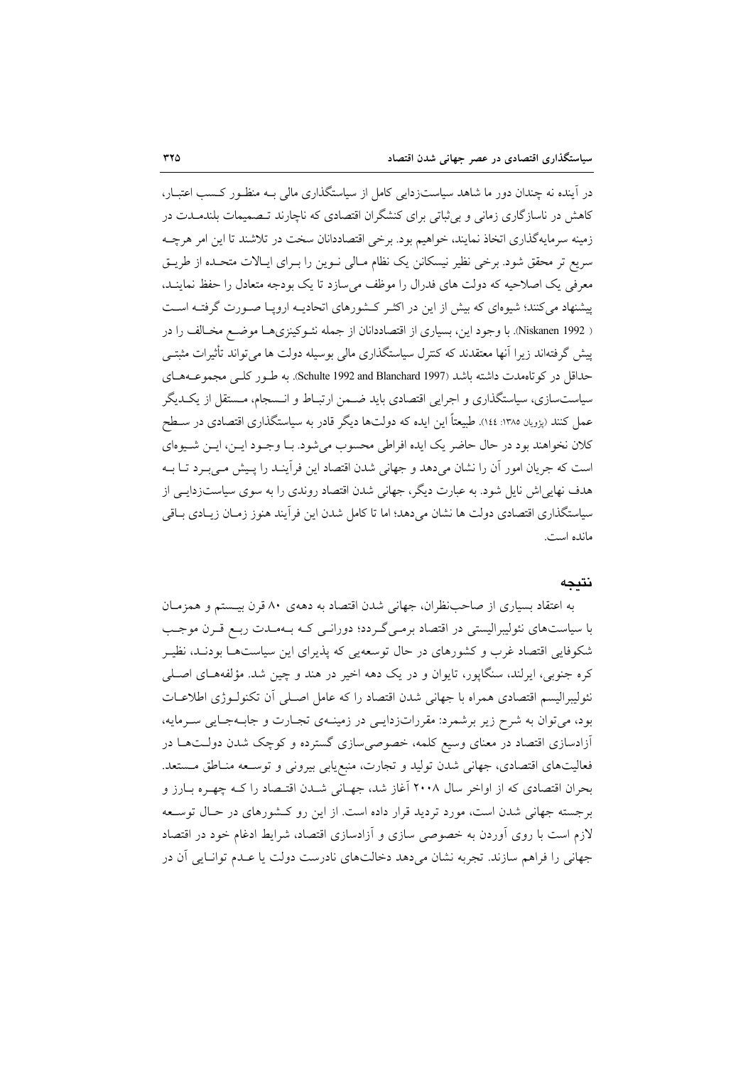در آینده نه چندان دور ما شاهد سیاست‌زدایی کامل از سیاستگذاری مالی بـه منظـور کـسب اعتبـار، کاهش در ناسازگاری زمانی و بی‌ثباتی برای کنشگران اقتصادی که ناچارند تـصمیمات بلندمـدت در زمینه سرمایه‌گذاری اتخاذ نمایند، خواهیم بود. برخی اقتصاددانان سخت در تلاشند تا این امر هرچـه سریع تر محقق شود. برخی نظیر نیسکانن یک نظام مـالی نـوین را بـرای ایـالات متحـده از طریـق معرفی یک اصلاحیه که دولت های فدرال را موظف می‌سازد تا یک بودجه متعادل را حفظ نماینـد، پیشنهاد می‌کنند؛ شیوه‌ای که بیش از این در اکثـر کـشورهای اتحادیـه اروپـا صـورت گرفتـه اسـت (Niskanen 1992). با وجود این، بسیاری از اقتصاددانان از جمله نئـوکینزی‌هـا موضـع مخـالف را در پیش گرفته‌اند زیرا آنها معتقدند که کنترل سیاستگذاری مالی بوسیله دولت ها می‌تواند تأثیرات مثبتـی حداقل در کوتاه‌مدت داشته باشد (Schulte 1992 and Blanchard 1997). به طـور کلـی مجموعـه‌هـای سیاست‌سازی، سیاستگذاری و اجرایی اقتصادی باید ضـمن ارتبـاط و انـسجام، مـستقل از یکـدیگر عمل کنند (پژویان ۱۳۸۵: ۱٤٤). طبیعتاً این ایده که دولت‌ها دیگر قادر به سیاستگذاری اقتصادی در سـطح کلان نخواهند بود در حال حاضر یک ایده افراطی محسوب می‌شود. بـا وجـود ایـن، ایـن شـیوه‌ای است که جریان امور آن را نشان می‌دهد و جهانی شدن اقتصاد این فرآینـد را پـیش مـی‌بـرد تـا بـه هدف نهایی‌اش نایل شود. به عبارت دیگر، جهانی شدن اقتصاد روندی را به سوی سیاست‌زدایـی از سیاستگذاری اقتصادی دولت ها نشان می‌دهد؛ اما تا کامل شدن این فرآیند هنوز زمـان زیـادی بـاقی مانده است.

## نتیجه

به اعتقاد بسیاری از صاحب‌نظران، جهانی شدن اقتصاد به دهه‌ی ۸۰ قرن بیـستم و همزمـان با سیاست‌های نئولیبرالیستی در اقتصاد برمـی‌گـردد؛ دورانـی کـه بـه‌مـدت ربـع قـرن موجـب شکوفایی اقتصاد غرب و کشورهای در حال توسعه‌یی که پذیرای این سیاست‌هـا بودنـد، نظیـر کره جنوبی، ایرلند، سنگاپور، تایوان و در یک دهه اخیر در هند و چین شد. مؤلفه‌هـای اصـلی نئولیبرالیسم اقتصادی همراه با جهانی شدن اقتصاد را که عامل اصـلی آن تکنولـوژی اطلاعـات بود، می‌توان به شرح زیر برشمرد: مقررات‌زدایـی در زمینـه‌ی تجـارت و جابـه‌جـایی سـرمایه، آزادسازی اقتصاد در معنای وسیع کلمه، خصوصی‌سازی گسترده و کوچک شدن دولـت‌هـا در فعالیت‌های اقتصادی، جهانی شدن تولید و تجارت، منبع‌یابی بیرونی و توسـعه منـاطق مـستعد. بحران اقتصادی که از اواخر سال ۲۰۰۸ آغاز شد، جهـانی شـدن اقتـصاد را کـه چهـره بـارز و برجسته جهانی شدن است، مورد تردید قرار داده است. از این رو کـشورهای در حـال توسـعه لازم است با روی آوردن به خصوصی سازی و آزادسازی اقتصاد، شرایط ادغام خود در اقتصاد جهانی را فراهم سازند. تجربه نشان می‌دهد دخالت‌های نادرست دولت یا عـدم توانـایی آن در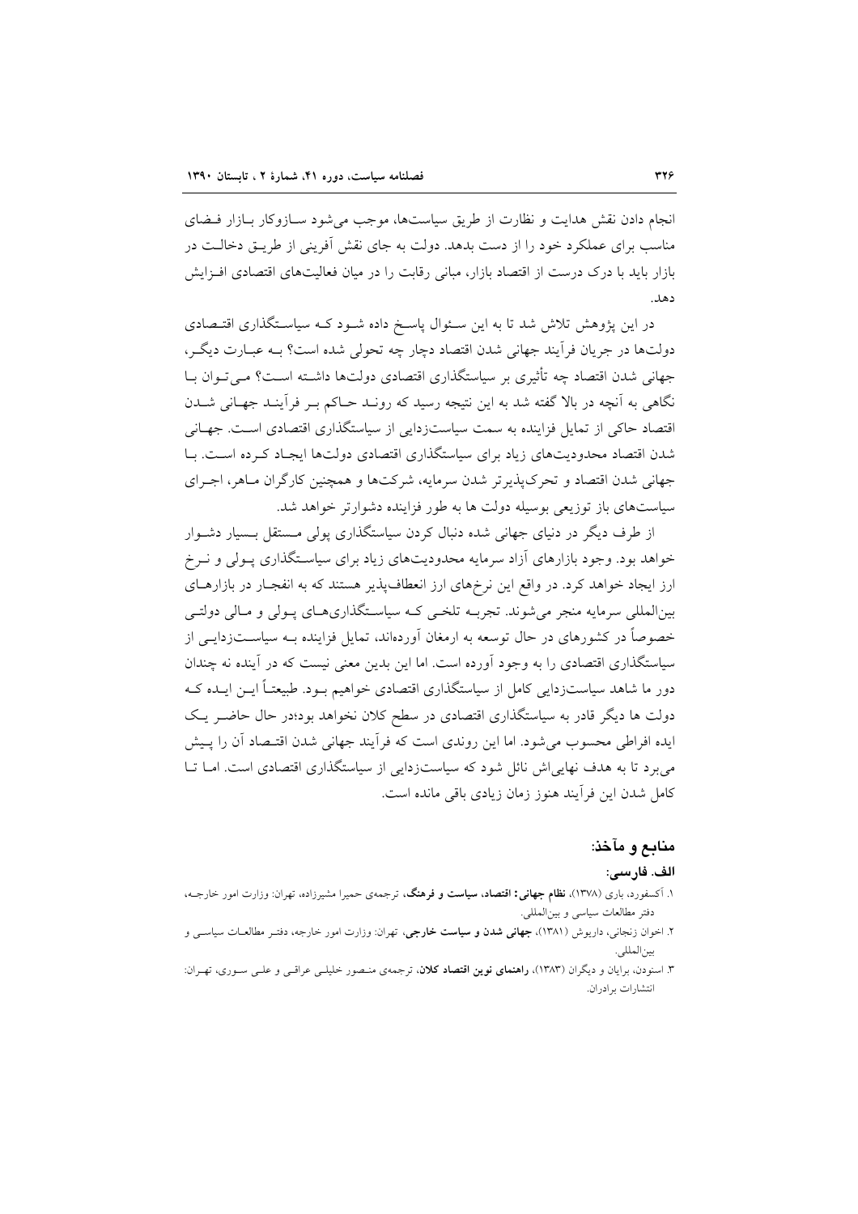انجام دادن نقش هدایت و نظارت از طریق سیاست‌ها، موجب می‌شود سازوکار بازار فضای مناسب برای عملکرد خود را از دست بدهد. دولت به جای نقش آفرینی از طریق دخالت در بازار باید با درک درست از اقتصاد بازار، مبانی رقابت را در میان فعالیت‌های اقتصادی افزایش دهد.

در این پژوهش تلاش شد تا به این سئوال پاسخ داده شود که سیاستگذاری اقتصادی دولت‌ها در جریان فرآیند جهانی شدن اقتصاد دچار چه تحولی شده است؟ به عبارت دیگر، جهانی شدن اقتصاد چه تأثیری بر سیاستگذاری اقتصادی دولت‌ها داشته است؟ می‌توان با نگاهی به آنچه در بالا گفته شد به این نتیجه رسید که روند حاکم بر فرآیند جهانی شدن اقتصاد حاکی از تمایل فزاینده به سمت سیاست‌زدایی از سیاستگذاری اقتصادی است. جهانی شدن اقتصاد محدودیت‌های زیاد برای سیاستگذاری اقتصادی دولت‌ها ایجاد کرده است. با جهانی شدن اقتصاد و تحرک‌پذیرتر شدن سرمایه، شرکت‌ها و همچنین کارگران ماهر، اجرای سیاست‌های باز توزیعی بوسیله دولت ها به طور فزاینده دشوارتر خواهد شد.

از طرف دیگر در دنیای جهانی شده دنبال کردن سیاستگذاری پولی مستقل بسیار دشوار خواهد بود. وجود بازارهای آزاد سرمایه محدودیت‌های زیاد برای سیاستگذاری پولی و نرخ ارز ایجاد خواهد کرد. در واقع این نرخ‌های ارز انعطاف‌پذیر هستند که به انفجار در بازارهای بین‌المللی سرمایه منجر می‌شوند. تجربه تلخی که سیاستگذاری‌های پولی و مالی دولتی خصوصاً در کشورهای در حال توسعه به ارمغان آورده‌اند، تمایل فزاینده به سیاست‌زدایی از سیاستگذاری اقتصادی را به وجود آورده است. اما این بدین معنی نیست که در آینده نه چندان دور ما شاهد سیاست‌زدایی کامل از سیاستگذاری اقتصادی خواهیم بود. طبیعتاً این ایده که دولت ها دیگر قادر به سیاستگذاری اقتصادی در سطح کلان نخواهد بود؛در حال حاضر یک ایده افراطی محسوب می‌شود. اما این روندی است که فرآیند جهانی شدن اقتصاد آن را پیش می‌برد تا به هدف نهایی‌اش نائل شود که سیاست‌زدایی از سیاستگذاری اقتصادی است. اما تا کامل شدن این فرآیند هنوز زمان زیادی باقی مانده است.

## منابع و مآخذ:

### الف. فارسی:

۱. آکسفورد، باری (۱۳۷۸)، **نظام جهانی: اقتصاد، سیاست و فرهنگ**، ترجمه‌ی حمیرا مشیرزاده، تهران: وزارت امور خارجه، دفتر مطالعات سیاسی و بین‌المللی.

۲. اخوان زنجانی، داریوش (۱۳۸۱)، **جهانی شدن و سیاست خارجی**، تهران: وزارت امور خارجه، دفتر مطالعات سیاسی و بین‌المللی.

۳. اسنودن، برایان و دیگران (۱۳۸۳)، **راهنمای نوین اقتصاد کلان**، ترجمه‌ی منصور خلیلی عراقی و علی سوری، تهران: انتشارات برادران.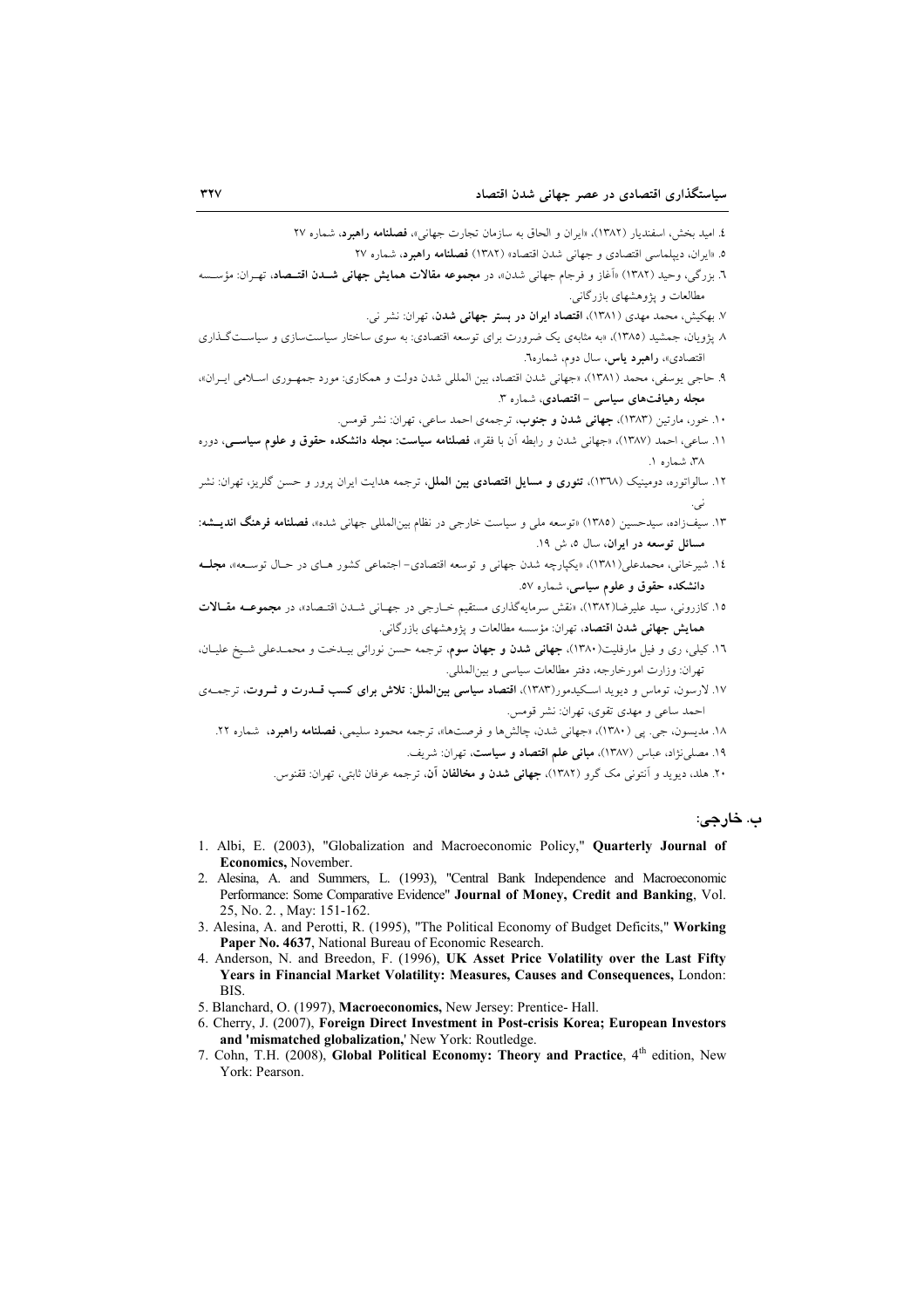۴. امید بخش، اسفندیار (۱۳۸۲)، «ایران و الحاق به سازمان تجارت جهانی»، **فصلنامه راهبرد**، شماره ۲۷

۵. «ایران، دیپلماسی اقتصادی و جهانی شدن اقتصاد» (۱۳۸۲) **فصلنامه راهبرد**، شماره ۲۷

۶. بزرگی، وحید (۱۳۸۲) «آغاز و فرجام جهانی شدن»، در **مجموعه مقالات همایش جهانی شدن اقتصاد**، تهران: مؤسسه مطالعات و پژوهشهای بازرگانی.

۷. بهکیش، محمد مهدی (۱۳۸۱)، **اقتصاد ایران در بستر جهانی شدن**، تهران: نشر نی.

۸. پژویان، جمشید (۱۳۸۵)، «به مثابه‌ی یک ضرورت برای توسعه اقتصادی: به سوی ساختار سیاست‌سازی و سیاست‌گذاری اقتصادی»، **راهبرد یاس**، سال دوم، شماره۶.

۹. حاجی یوسفی، محمد (۱۳۸۱)، «جهانی شدن اقتصاد، بین المللی شدن دولت و همکاری: مورد جمهوری اسلامی ایران»، **مجله رهیافت‌های سیاسی - اقتصادی**، شماره ۳.

۱۰. خور، مارتین (۱۳۸۳)، **جهانی شدن و جنوب**، ترجمه‌ی احمد ساعی، تهران: نشر قومس.

۱۱. ساعی، احمد (۱۳۸۷)، «جهانی شدن و رابطه آن با فقر»، **فصلنامه سیاست: مجله دانشکده حقوق و علوم سیاسی**، دوره ۳۸، شماره ۱.

۱۲. سالواتوره، دومینیک (۱۳۶۸)، **تئوری و مسایل اقتصادی بین الملل**، ترجمه هدایت ایران پرور و حسن گلریز، تهران: نشر نی.

۱۳. سیف‌زاده، سیدحسین (۱۳۸۵) «توسعه ملی و سیاست خارجی در نظام بین‌المللی جهانی شده»، **فصلنامه فرهنگ اندیشه: مسائل توسعه در ایران**، سال ۵، ش ۱۹.

۱۴. شیرخانی، محمدعلی(۱۳۸۱)، «یکپارچه شدن جهانی و توسعه اقتصادی- اجتماعی کشور های در حال توسعه»، **مجله دانشکده حقوق و علوم سیاسی**، شماره ۵۷.

۱۵. کازرونی، سید علیرضا(۱۳۸۲)، «نقش سرمایه‌گذاری مستقیم خارجی در جهانی شدن اقتصاد»، در **مجموعه مقالات همایش جهانی شدن اقتصاد**، تهران: مؤسسه مطالعات و پژوهشهای بازرگانی.

۱۶. کیلی، ری و فیل مارفلیت(۱۳۸۰)، **جهانی شدن و جهان سوم**، ترجمه حسن نورائی بیدخت و محمدعلی شیخ علیان، تهران: وزارت امورخارجه، دفتر مطالعات سیاسی و بین‌المللی.

۱۷. لارسون، توماس و دیوید اسکیدمور(۱۳۸۳)، **اقتصاد سیاسی بین‌الملل: تلاش برای کسب قدرت و ثروت**، ترجمه‌ی احمد ساعی و مهدی تقوی، تهران: نشر قومس.

۱۸. مدیسون، جی. پی (۱۳۸۰)، «جهانی شدن، چالش‌ها و فرصت‌ها»، ترجمه محمود سلیمی، **فصلنامه راهبرد**، شماره ۲۲.

۱۹. مصلی‌نژاد، عباس (۱۳۸۷)، **مبانی علم اقتصاد و سیاست**، تهران: شریف.

۲۰. هلد، دیوید و آنتونی مک گرو (۱۳۸۲)، **جهانی شدن و مخالفان آن**، ترجمه عرفان ثابتی، تهران: ققنوس.

## ب. خارجی:

1. Albi, E. (2003), "Globalization and Macroeconomic Policy," **Quarterly Journal of Economics,** November.
2. Alesina, A. and Summers, L. (1993), "Central Bank Independence and Macroeconomic Performance: Some Comparative Evidence" **Journal of Money, Credit and Banking**, Vol. 25, No. 2. , May: 151-162.
3. Alesina, A. and Perotti, R. (1995), "The Political Economy of Budget Deficits," **Working Paper No. 4637**, National Bureau of Economic Research.
4. Anderson, N. and Breedon, F. (1996), **UK Asset Price Volatility over the Last Fifty Years in Financial Market Volatility: Measures, Causes and Consequences,** London: BIS.
5. Blanchard, O. (1997), **Macroeconomics,** New Jersey: Prentice- Hall.
6. Cherry, J. (2007), **Foreign Direct Investment in Post-crisis Korea; European Investors and 'mismatched globalization,'** New York: Routledge.
7. Cohn, T.H. (2008), **Global Political Economy: Theory and Practice**, 4th edition, New York: Pearson.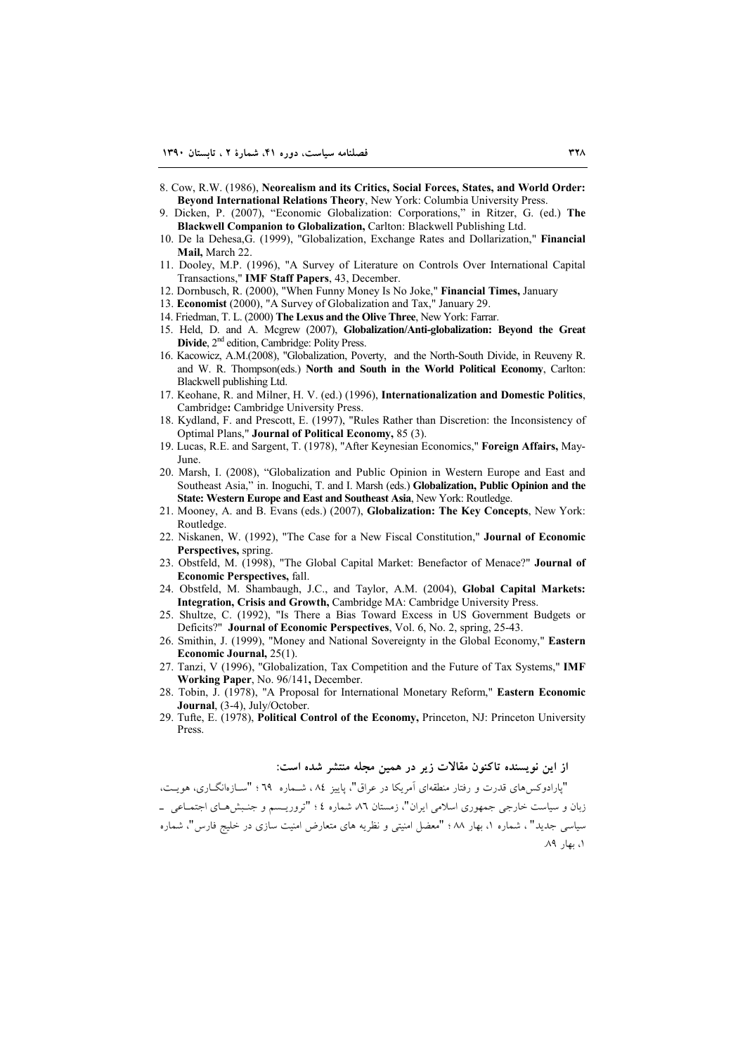8. Cow, R.W. (1986), **Neorealism and its Critics, Social Forces, States, and World Order: Beyond International Relations Theory**, New York: Columbia University Press.
9. Dicken, P. (2007), "Economic Globalization: Corporations," in Ritzer, G. (ed.) **The Blackwell Companion to Globalization,** Carlton: Blackwell Publishing Ltd.
10. De la Dehesa,G. (1999), "Globalization, Exchange Rates and Dollarization," **Financial Mail,** March 22.
11. Dooley, M.P. (1996), "A Survey of Literature on Controls Over International Capital Transactions," **IMF Staff Papers**, 43, December.
12. Dornbusch, R. (2000), "When Funny Money Is No Joke," **Financial Times,** January
13. **Economist** (2000), "A Survey of Globalization and Tax," January 29.
14. Friedman, T. L. (2000) **The Lexus and the Olive Three**, New York: Farrar.
15. Held, D. and A. Mcgrew (2007), **Globalization/Anti-globalization: Beyond the Great Divide**, 2nd edition, Cambridge: Polity Press.
16. Kacowicz, A.M.(2008), "Globalization, Poverty, and the North-South Divide, in Reuveny R. and W. R. Thompson(eds.) **North and South in the World Political Economy**, Carlton: Blackwell publishing Ltd.
17. Keohane, R. and Milner, H. V. (ed.) (1996), **Internationalization and Domestic Politics**, Cambridge**:** Cambridge University Press.
18. Kydland, F. and Prescott, E. (1997), "Rules Rather than Discretion: the Inconsistency of Optimal Plans," **Journal of Political Economy,** 85 (3).
19. Lucas, R.E. and Sargent, T. (1978), "After Keynesian Economics," **Foreign Affairs,** May-June.
20. Marsh, I. (2008), "Globalization and Public Opinion in Western Europe and East and Southeast Asia," in. Inoguchi, T. and I. Marsh (eds.) **Globalization, Public Opinion and the State: Western Europe and East and Southeast Asia**, New York: Routledge.
21. Mooney, A. and B. Evans (eds.) (2007), **Globalization: The Key Concepts**, New York: Routledge.
22. Niskanen, W. (1992), "The Case for a New Fiscal Constitution," **Journal of Economic Perspectives,** spring.
23. Obstfeld, M. (1998), "The Global Capital Market: Benefactor of Menace?" **Journal of Economic Perspectives,** fall.
24. Obstfeld, M. Shambaugh, J.C., and Taylor, A.M. (2004), **Global Capital Markets: Integration, Crisis and Growth,** Cambridge MA: Cambridge University Press.
25. Shultze, C. (1992), "Is There a Bias Toward Excess in US Government Budgets or Deficits?" **Journal of Economic Perspectives**, Vol. 6, No. 2, spring, 25-43.
26. Smithin, J. (1999), "Money and National Sovereignty in the Global Economy," **Eastern Economic Journal,** 25(1).
27. Tanzi, V (1996), "Globalization, Tax Competition and the Future of Tax Systems," **IMF Working Paper**, No. 96/141**,** December.
28. Tobin, J. (1978), "A Proposal for International Monetary Reform," **Eastern Economic Journal**, (3-4), July/October.
29. Tufte, E. (1978), **Political Control of the Economy,** Princeton, NJ: Princeton University Press.

**از این نویسنده تاکنون مقالات زیر در همین مجله منتشر شده است:**

"پارادوکس‌های قدرت و رفتار منطقه‌ای آمریکا در عراق"، پاییز ٨٤ ، شماره ٦٩ ؛ "سازه‌انگاری، هویت، زبان و سیاست خارجی جمهوری اسلامی ایران"، زمستان ٨٦، شماره ٤ ؛ "تروریسم و جنبش‌های اجتماعی ـ سیاسی جدید" ، شماره ١، بهار ٨٨ ؛ "معضل امنیتی و نظریه های متعارض امنیت سازی در خلیج فارس"، شماره ١، بهار ٨٩.